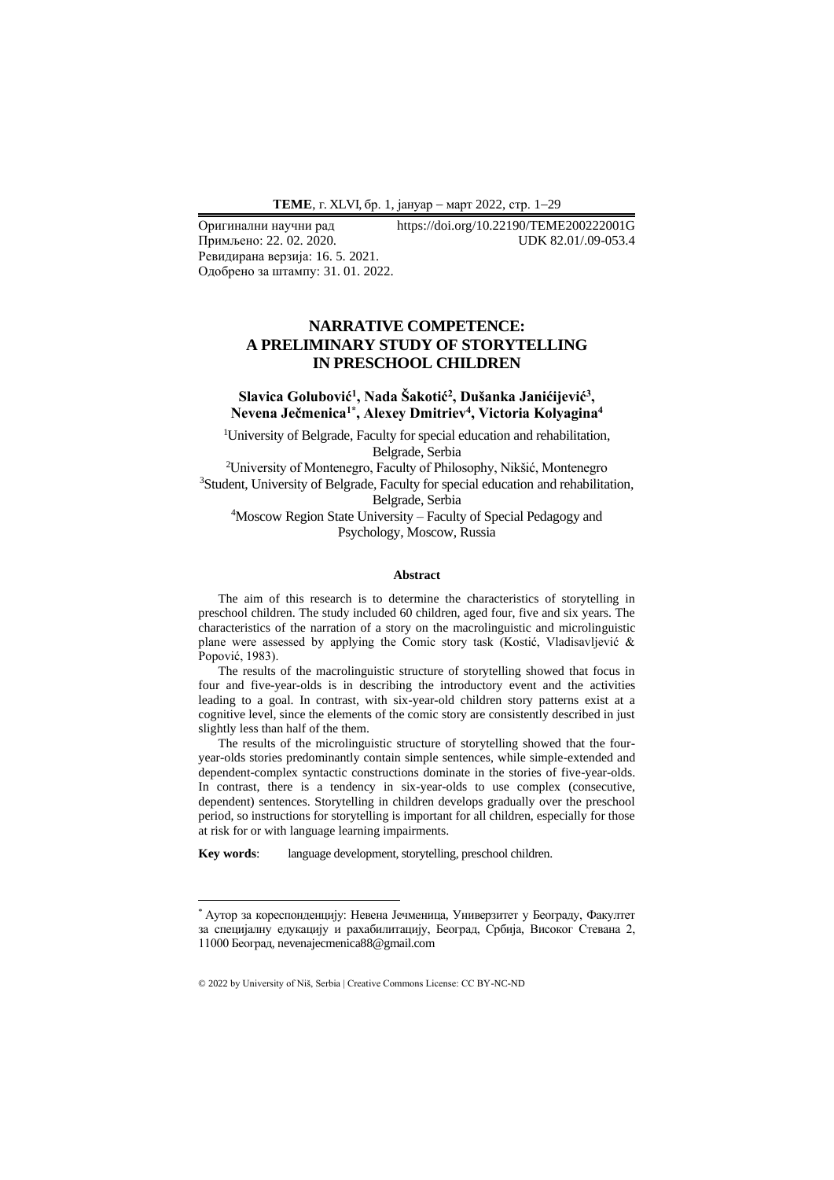Оригинални научни рад  https://doi.org/10.22190/TEME200222001G
Примљено: 22. 02. 2020.  UDK 82.01/.09-053.4
Ревидирана верзија: 16. 5. 2021.
Одобрено за штампу: 31. 01. 2022.

# NARRATIVE COMPETENCE: A PRELIMINARY STUDY OF STORYTELLING IN PRESCHOOL CHILDREN

**Slavica Golubović[1], Nada Šakotić[2], Dušanka Janićijević[3], Nevena Ječmenica[1*], Alexey Dmitriev[4], Victoria Kolyagina[4]**

[1]University of Belgrade, Faculty for special education and rehabilitation, Belgrade, Serbia
[2]University of Montenegro, Faculty of Philosophy, Nikšić, Montenegro
[3]Student, University of Belgrade, Faculty for special education and rehabilitation, Belgrade, Serbia
[4]Moscow Region State University – Faculty of Special Pedagogy and Psychology, Moscow, Russia

### Abstract

The aim of this research is to determine the characteristics of storytelling in preschool children. The study included 60 children, aged four, five and six years. The characteristics of the narration of a story on the macrolinguistic and microlinguistic plane were assessed by applying the Comic story task (Kostić, Vladisavljević & Popović, 1983).

The results of the macrolinguistic structure of storytelling showed that focus in four and five-year-olds is in describing the introductory event and the activities leading to a goal. In contrast, with six-year-old children story patterns exist at a cognitive level, since the elements of the comic story are consistently described in just slightly less than half of the them.

The results of the microlinguistic structure of storytelling showed that the four-year-olds stories predominantly contain simple sentences, while simple-extended and dependent-complex syntactic constructions dominate in the stories of five-year-olds. In contrast, there is a tendency in six-year-olds to use complex (consecutive, dependent) sentences. Storytelling in children develops gradually over the preschool period, so instructions for storytelling is important for all children, especially for those at risk for or with language learning impairments.

**Key words**: language development, storytelling, preschool children.

---

[*] Аутор за кореспонденцију: Невена Јечменица, Универзитет у Београду, Факултет за специјалну едукацију и рахабилитацију, Београд, Србија, Високог Стевана 2, 11000 Београд, nevenajecmenica88@gmail.com

© 2022 by University of Niš, Serbia | Creative Commons License: CC BY-NC-ND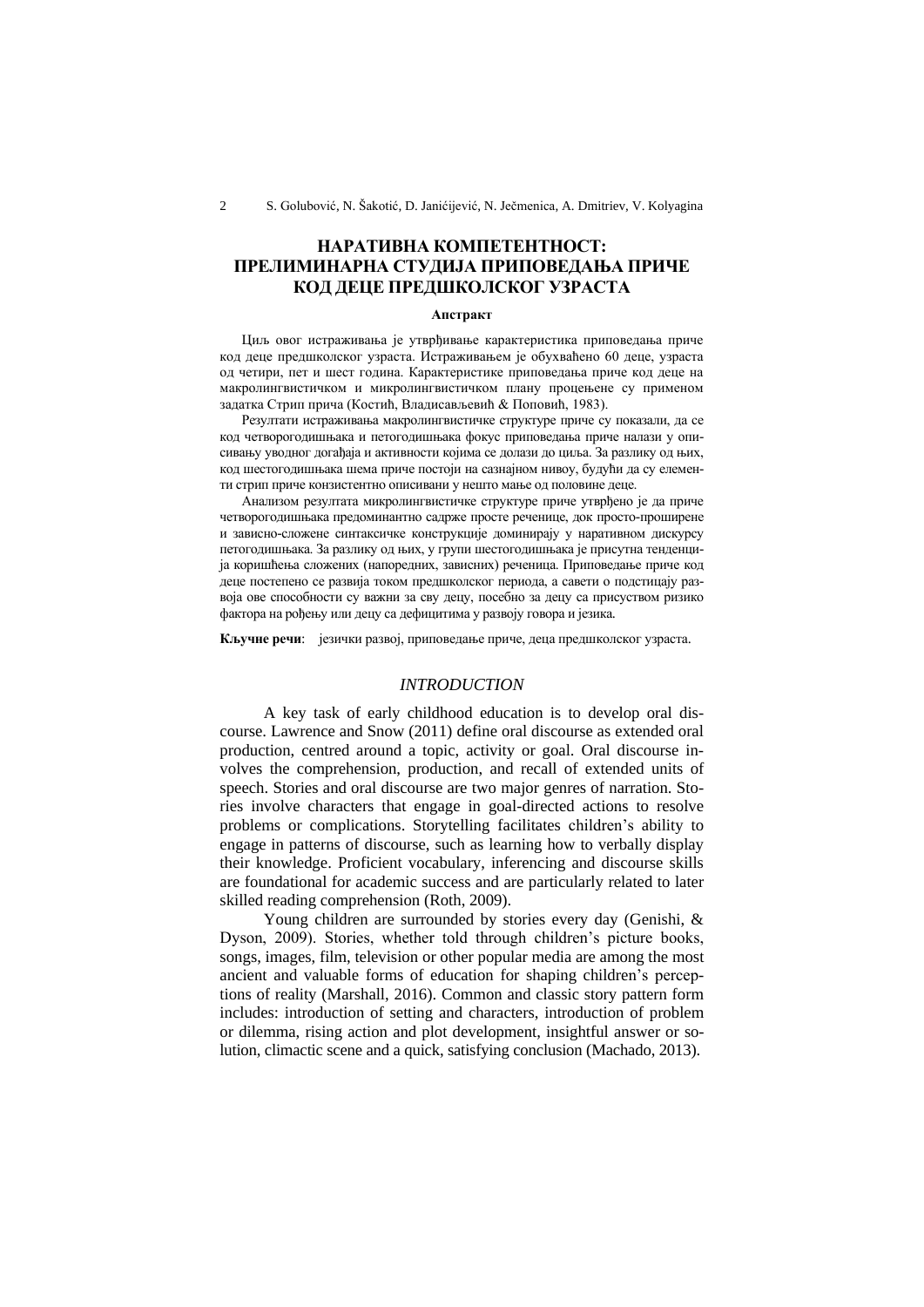# НАРАТИВНА КОМПЕТЕНТНОСТ: ПРЕЛИМИНАРНА СТУДИЈА ПРИПОВЕДАЊА ПРИЧЕ КОД ДЕЦЕ ПРЕДШКОЛСКОГ УЗРАСТА

**Апстракт**

Циљ овог истраживања је утврђивање карактеристика приповедања приче код деце предшколског узраста. Истраживањем је обухваћено 60 деце, узраста од четири, пет и шест година. Карактеристике приповедања приче код деце на макролингвистичком и микролингвистичком плану процењене су применом задатка Стрип прича (Костић, Владисављевић & Поповић, 1983).

Резултати истраживања макролингвистичке структуре приче су показали, да се код четворогодишњака и петогодишњака фокус приповедања приче налази у описивању уводног догађаја и активности којима се долази до циља. За разлику од њих, код шестогодишњака шема приче постоји на сазнајном нивоу, будући да су елементи стрип приче конзистентно описивани у нешто мање од половине деце.

Анализом резултата микролингвистичке структуре приче утврђено је да приче четворогодишњака предоминантно садрже просте реченице, док просто-проширене и зависно-сложене синтаксичке конструкције доминирају у наративном дискурсу петогодишњака. За разлику од њих, у групи шестогодишњака је присутна тенденција коришћења сложених (напоредних, зависних) реченица. Приповедање приче код деце постепено се развија током предшколског периода, а савети о подстицају развоја ове способности су важни за сву децу, посебно за децу са присуством ризико фактора на рођењу или децу са дефицитима у развоју говора и језика.

**Кључне речи**: језички развој, приповедање приче, деца предшколског узраста.

## *INTRODUCTION*

A key task of early childhood education is to develop oral discourse. Lawrence and Snow (2011) define oral discourse as extended oral production, centred around a topic, activity or goal. Oral discourse involves the comprehension, production, and recall of extended units of speech. Stories and oral discourse are two major genres of narration. Stories involve characters that engage in goal-directed actions to resolve problems or complications. Storytelling facilitates children's ability to engage in patterns of discourse, such as learning how to verbally display their knowledge. Proficient vocabulary, inferencing and discourse skills are foundational for academic success and are particularly related to later skilled reading comprehension (Roth, 2009).

Young children are surrounded by stories every day (Genishi, & Dyson, 2009). Stories, whether told through children's picture books, songs, images, film, television or other popular media are among the most ancient and valuable forms of education for shaping children's perceptions of reality (Marshall, 2016). Common and classic story pattern form includes: introduction of setting and characters, introduction of problem or dilemma, rising action and plot development, insightful answer or solution, climactic scene and a quick, satisfying conclusion (Machado, 2013).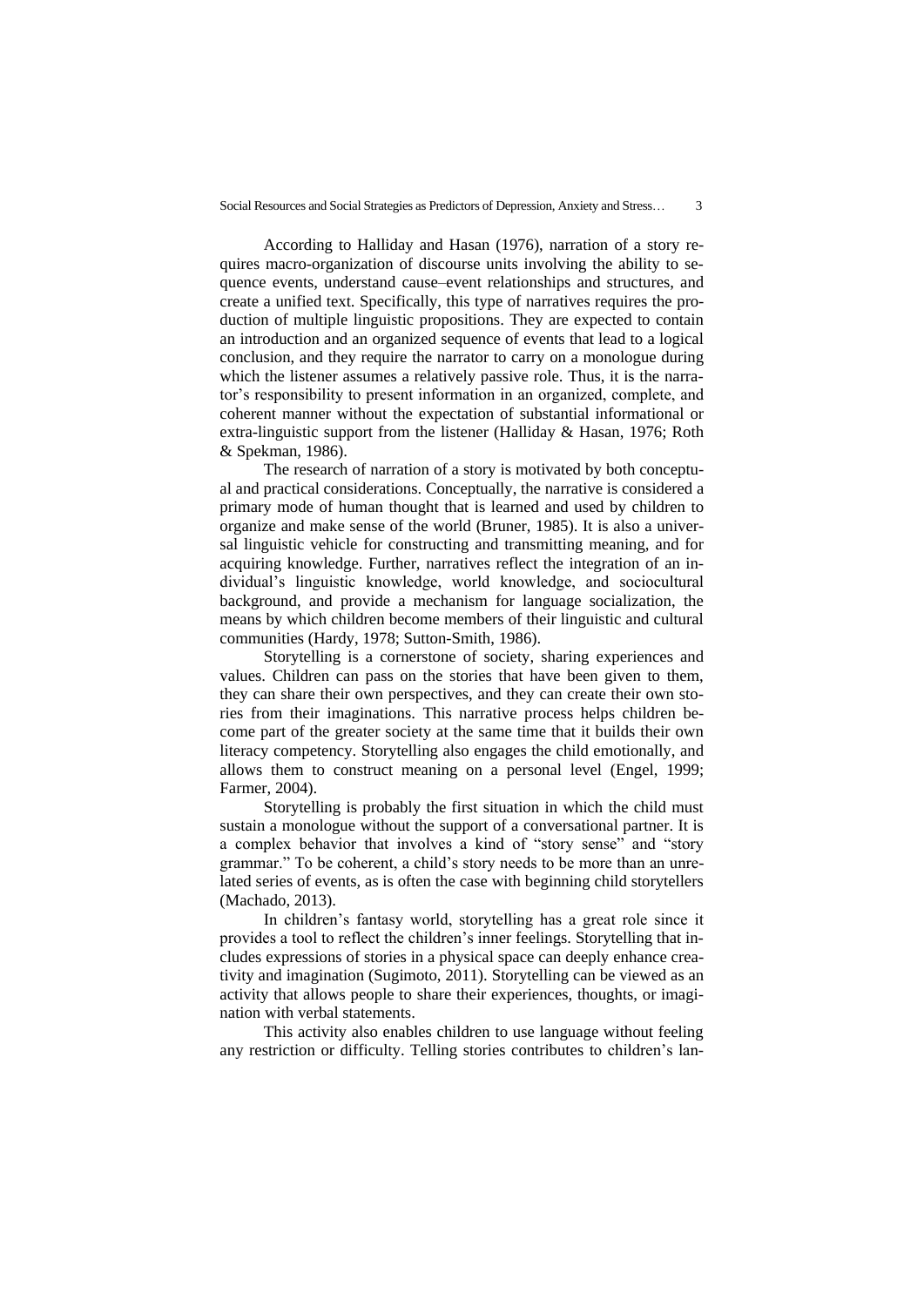According to Halliday and Hasan (1976), narration of a story requires macro-organization of discourse units involving the ability to sequence events, understand cause–event relationships and structures, and create a unified text. Specifically, this type of narratives requires the production of multiple linguistic propositions. They are expected to contain an introduction and an organized sequence of events that lead to a logical conclusion, and they require the narrator to carry on a monologue during which the listener assumes a relatively passive role. Thus, it is the narrator's responsibility to present information in an organized, complete, and coherent manner without the expectation of substantial informational or extra-linguistic support from the listener (Halliday & Hasan, 1976; Roth & Spekman, 1986).

The research of narration of a story is motivated by both conceptual and practical considerations. Conceptually, the narrative is considered a primary mode of human thought that is learned and used by children to organize and make sense of the world (Bruner, 1985). It is also a universal linguistic vehicle for constructing and transmitting meaning, and for acquiring knowledge. Further, narratives reflect the integration of an individual's linguistic knowledge, world knowledge, and sociocultural background, and provide a mechanism for language socialization, the means by which children become members of their linguistic and cultural communities (Hardy, 1978; Sutton-Smith, 1986).

Storytelling is a cornerstone of society, sharing experiences and values. Children can pass on the stories that have been given to them, they can share their own perspectives, and they can create their own stories from their imaginations. This narrative process helps children become part of the greater society at the same time that it builds their own literacy competency. Storytelling also engages the child emotionally, and allows them to construct meaning on a personal level (Engel, 1999; Farmer, 2004).

Storytelling is probably the first situation in which the child must sustain a monologue without the support of a conversational partner. It is a complex behavior that involves a kind of "story sense" and "story grammar." To be coherent, a child's story needs to be more than an unrelated series of events, as is often the case with beginning child storytellers (Machado, 2013).

In children's fantasy world, storytelling has a great role since it provides a tool to reflect the children's inner feelings. Storytelling that includes expressions of stories in a physical space can deeply enhance creativity and imagination (Sugimoto, 2011). Storytelling can be viewed as an activity that allows people to share their experiences, thoughts, or imagination with verbal statements.

This activity also enables children to use language without feeling any restriction or difficulty. Telling stories contributes to children's lan-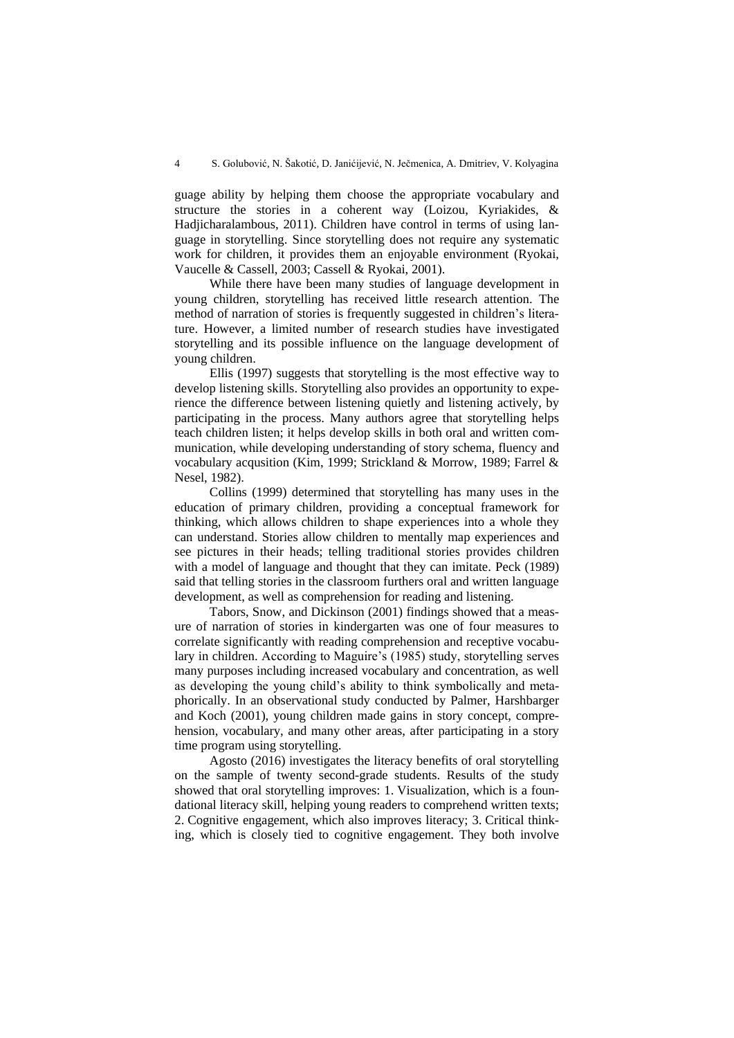guage ability by helping them choose the appropriate vocabulary and structure the stories in a coherent way (Loizou, Kyriakides, & Hadjicharalambous, 2011). Children have control in terms of using language in storytelling. Since storytelling does not require any systematic work for children, it provides them an enjoyable environment (Ryokai, Vaucelle & Cassell, 2003; Cassell & Ryokai, 2001).

While there have been many studies of language development in young children, storytelling has received little research attention. The method of narration of stories is frequently suggested in children's literature. However, a limited number of research studies have investigated storytelling and its possible influence on the language development of young children.

Ellis (1997) suggests that storytelling is the most effective way to develop listening skills. Storytelling also provides an opportunity to experience the difference between listening quietly and listening actively, by participating in the process. Many authors agree that storytelling helps teach children listen; it helps develop skills in both oral and written communication, while developing understanding of story schema, fluency and vocabulary acqusition (Kim, 1999; Strickland & Morrow, 1989; Farrel & Nesel, 1982).

Collins (1999) determined that storytelling has many uses in the education of primary children, providing a conceptual framework for thinking, which allows children to shape experiences into a whole they can understand. Stories allow children to mentally map experiences and see pictures in their heads; telling traditional stories provides children with a model of language and thought that they can imitate. Peck (1989) said that telling stories in the classroom furthers oral and written language development, as well as comprehension for reading and listening.

Tabors, Snow, and Dickinson (2001) findings showed that a measure of narration of stories in kindergarten was one of four measures to correlate significantly with reading comprehension and receptive vocabulary in children. According to Maguire's (1985) study, storytelling serves many purposes including increased vocabulary and concentration, as well as developing the young child's ability to think symbolically and metaphorically. In an observational study conducted by Palmer, Harshbarger and Koch (2001), young children made gains in story concept, comprehension, vocabulary, and many other areas, after participating in a story time program using storytelling.

Agosto (2016) investigates the literacy benefits of oral storytelling on the sample of twenty second-grade students. Results of the study showed that oral storytelling improves: 1. Visualization, which is a foundational literacy skill, helping young readers to comprehend written texts; 2. Cognitive engagement, which also improves literacy; 3. Critical thinking, which is closely tied to cognitive engagement. They both involve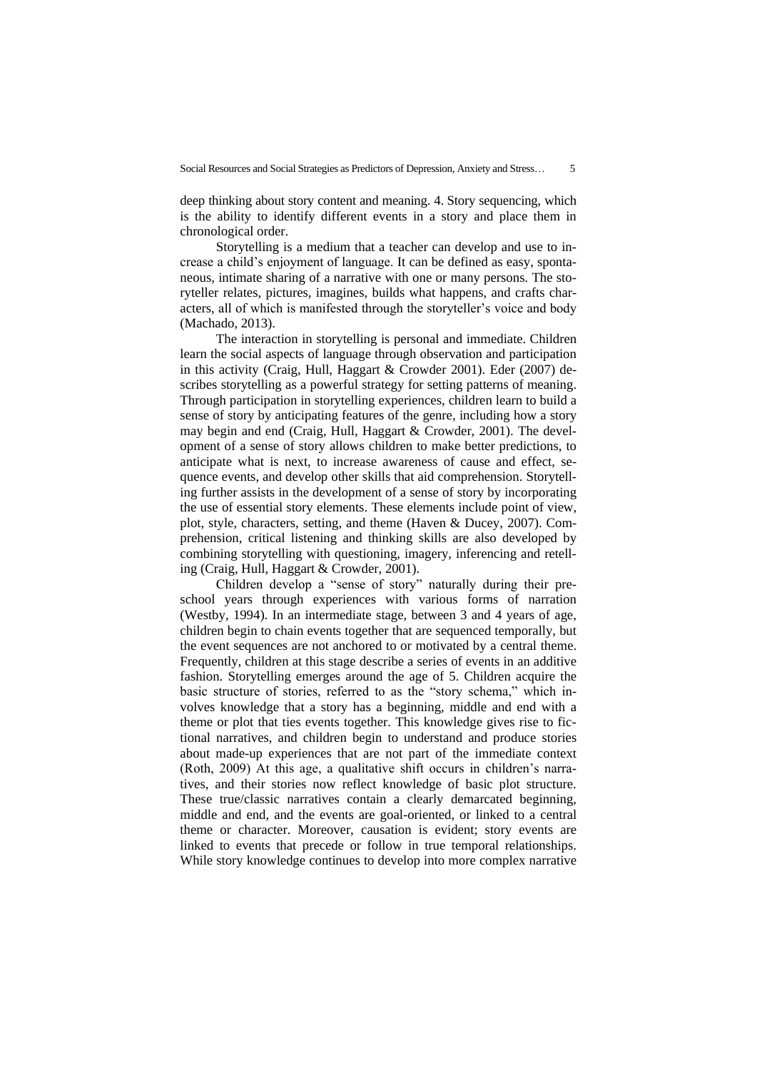deep thinking about story content and meaning. 4. Story sequencing, which is the ability to identify different events in a story and place them in chronological order.

Storytelling is a medium that a teacher can develop and use to increase a child's enjoyment of language. It can be defined as easy, spontaneous, intimate sharing of a narrative with one or many persons. The storyteller relates, pictures, imagines, builds what happens, and crafts characters, all of which is manifested through the storyteller's voice and body (Machado, 2013).

The interaction in storytelling is personal and immediate. Children learn the social aspects of language through observation and participation in this activity (Craig, Hull, Haggart & Crowder 2001). Eder (2007) describes storytelling as a powerful strategy for setting patterns of meaning. Through participation in storytelling experiences, children learn to build a sense of story by anticipating features of the genre, including how a story may begin and end (Craig, Hull, Haggart & Crowder, 2001). The development of a sense of story allows children to make better predictions, to anticipate what is next, to increase awareness of cause and effect, sequence events, and develop other skills that aid comprehension. Storytelling further assists in the development of a sense of story by incorporating the use of essential story elements. These elements include point of view, plot, style, characters, setting, and theme (Haven & Ducey, 2007). Comprehension, critical listening and thinking skills are also developed by combining storytelling with questioning, imagery, inferencing and retelling (Craig, Hull, Haggart & Crowder, 2001).

Children develop a "sense of story" naturally during their preschool years through experiences with various forms of narration (Westby, 1994). In an intermediate stage, between 3 and 4 years of age, children begin to chain events together that are sequenced temporally, but the event sequences are not anchored to or motivated by a central theme. Frequently, children at this stage describe a series of events in an additive fashion. Storytelling emerges around the age of 5. Children acquire the basic structure of stories, referred to as the "story schema," which involves knowledge that a story has a beginning, middle and end with a theme or plot that ties events together. This knowledge gives rise to fictional narratives, and children begin to understand and produce stories about made-up experiences that are not part of the immediate context (Roth, 2009) At this age, a qualitative shift occurs in children's narratives, and their stories now reflect knowledge of basic plot structure. These true/classic narratives contain a clearly demarcated beginning, middle and end, and the events are goal-oriented, or linked to a central theme or character. Moreover, causation is evident; story events are linked to events that precede or follow in true temporal relationships. While story knowledge continues to develop into more complex narrative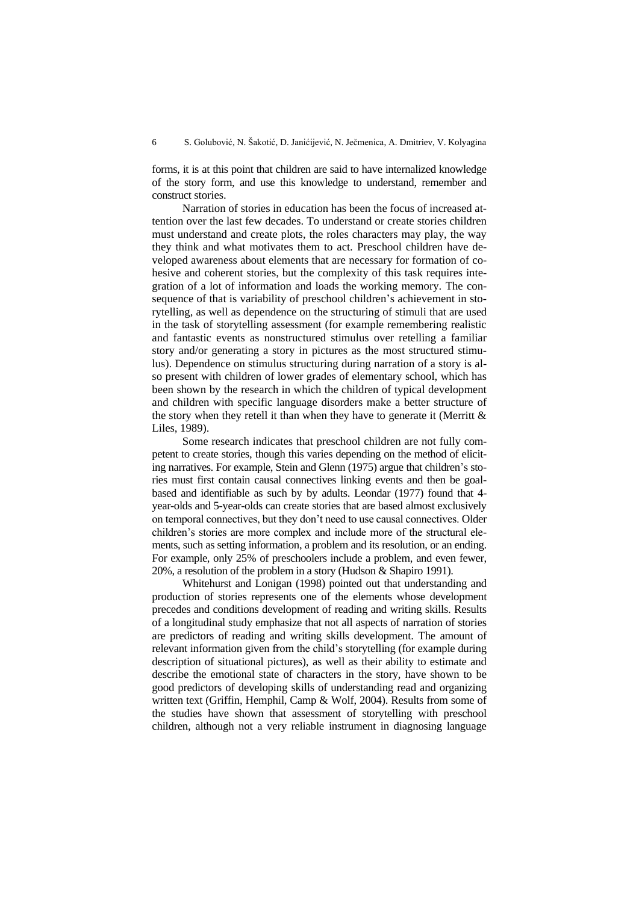forms, it is at this point that children are said to have internalized knowledge of the story form, and use this knowledge to understand, remember and construct stories.

Narration of stories in education has been the focus of increased attention over the last few decades. To understand or create stories children must understand and create plots, the roles characters may play, the way they think and what motivates them to act. Preschool children have developed awareness about elements that are necessary for formation of cohesive and coherent stories, but the complexity of this task requires integration of a lot of information and loads the working memory. The consequence of that is variability of preschool children's achievement in storytelling, as well as dependence on the structuring of stimuli that are used in the task of storytelling assessment (for example remembering realistic and fantastic events as nonstructured stimulus over retelling a familiar story and/or generating a story in pictures as the most structured stimulus). Dependence on stimulus structuring during narration of a story is also present with children of lower grades of elementary school, which has been shown by the research in which the children of typical development and children with specific language disorders make a better structure of the story when they retell it than when they have to generate it (Merritt & Liles, 1989).

Some research indicates that preschool children are not fully competent to create stories, though this varies depending on the method of eliciting narratives. For example, Stein and Glenn (1975) argue that children's stories must first contain causal connectives linking events and then be goal-based and identifiable as such by by adults. Leondar (1977) found that 4-year-olds and 5-year-olds can create stories that are based almost exclusively on temporal connectives, but they don't need to use causal connectives. Older children's stories are more complex and include more of the structural elements, such as setting information, a problem and its resolution, or an ending. For example, only 25% of preschoolers include a problem, and even fewer, 20%, a resolution of the problem in a story (Hudson & Shapiro 1991).

Whitehurst and Lonigan (1998) pointed out that understanding and production of stories represents one of the elements whose development precedes and conditions development of reading and writing skills. Results of a longitudinal study emphasize that not all aspects of narration of stories are predictors of reading and writing skills development. The amount of relevant information given from the child's storytelling (for example during description of situational pictures), as well as their ability to estimate and describe the emotional state of characters in the story, have shown to be good predictors of developing skills of understanding read and organizing written text (Griffin, Hemphil, Camp & Wolf, 2004). Results from some of the studies have shown that assessment of storytelling with preschool children, although not a very reliable instrument in diagnosing language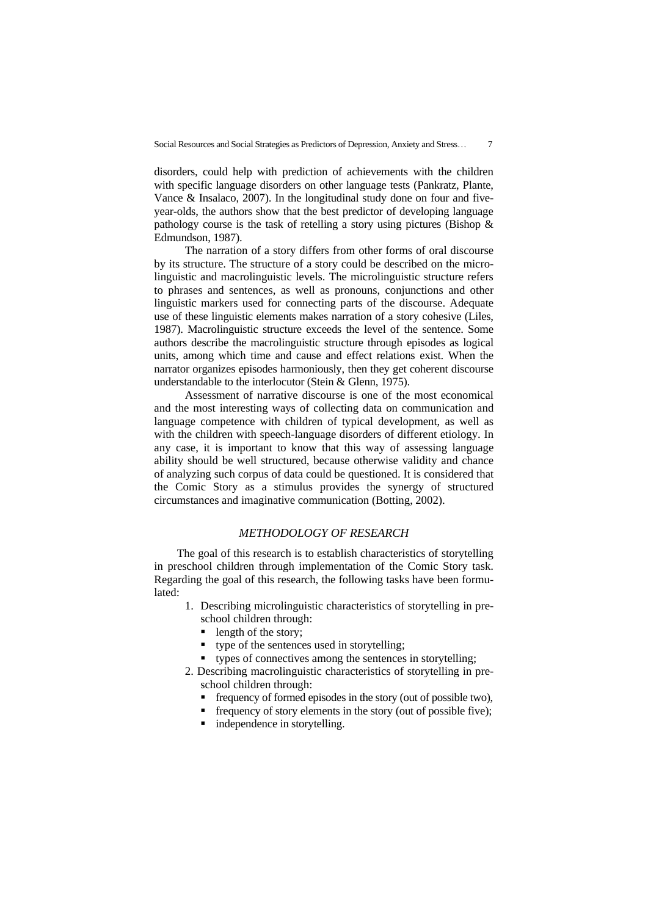disorders, could help with prediction of achievements with the children with specific language disorders on other language tests (Pankratz, Plante, Vance & Insalaco, 2007). In the longitudinal study done on four and five-year-olds, the authors show that the best predictor of developing language pathology course is the task of retelling a story using pictures (Bishop & Edmundson, 1987).

The narration of a story differs from other forms of oral discourse by its structure. The structure of a story could be described on the micro-linguistic and macrolinguistic levels. The microlinguistic structure refers to phrases and sentences, as well as pronouns, conjunctions and other linguistic markers used for connecting parts of the discourse. Adequate use of these linguistic elements makes narration of a story cohesive (Liles, 1987). Macrolinguistic structure exceeds the level of the sentence. Some authors describe the macrolinguistic structure through episodes as logical units, among which time and cause and effect relations exist. When the narrator organizes episodes harmoniously, then they get coherent discourse understandable to the interlocutor (Stein & Glenn, 1975).

Assessment of narrative discourse is one of the most economical and the most interesting ways of collecting data on communication and language competence with children of typical development, as well as with the children with speech-language disorders of different etiology. In any case, it is important to know that this way of assessing language ability should be well structured, because otherwise validity and chance of analyzing such corpus of data could be questioned. It is considered that the Comic Story as a stimulus provides the synergy of structured circumstances and imaginative communication (Botting, 2002).

## *METHODOLOGY OF RESEARCH*

The goal of this research is to establish characteristics of storytelling in preschool children through implementation of the Comic Story task. Regarding the goal of this research, the following tasks have been formulated:

1. Describing microlinguistic characteristics of storytelling in preschool children through:
   - length of the story;
   - type of the sentences used in storytelling;
   - types of connectives among the sentences in storytelling;
2. Describing macrolinguistic characteristics of storytelling in preschool children through:
   - frequency of formed episodes in the story (out of possible two),
   - frequency of story elements in the story (out of possible five);
   - independence in storytelling.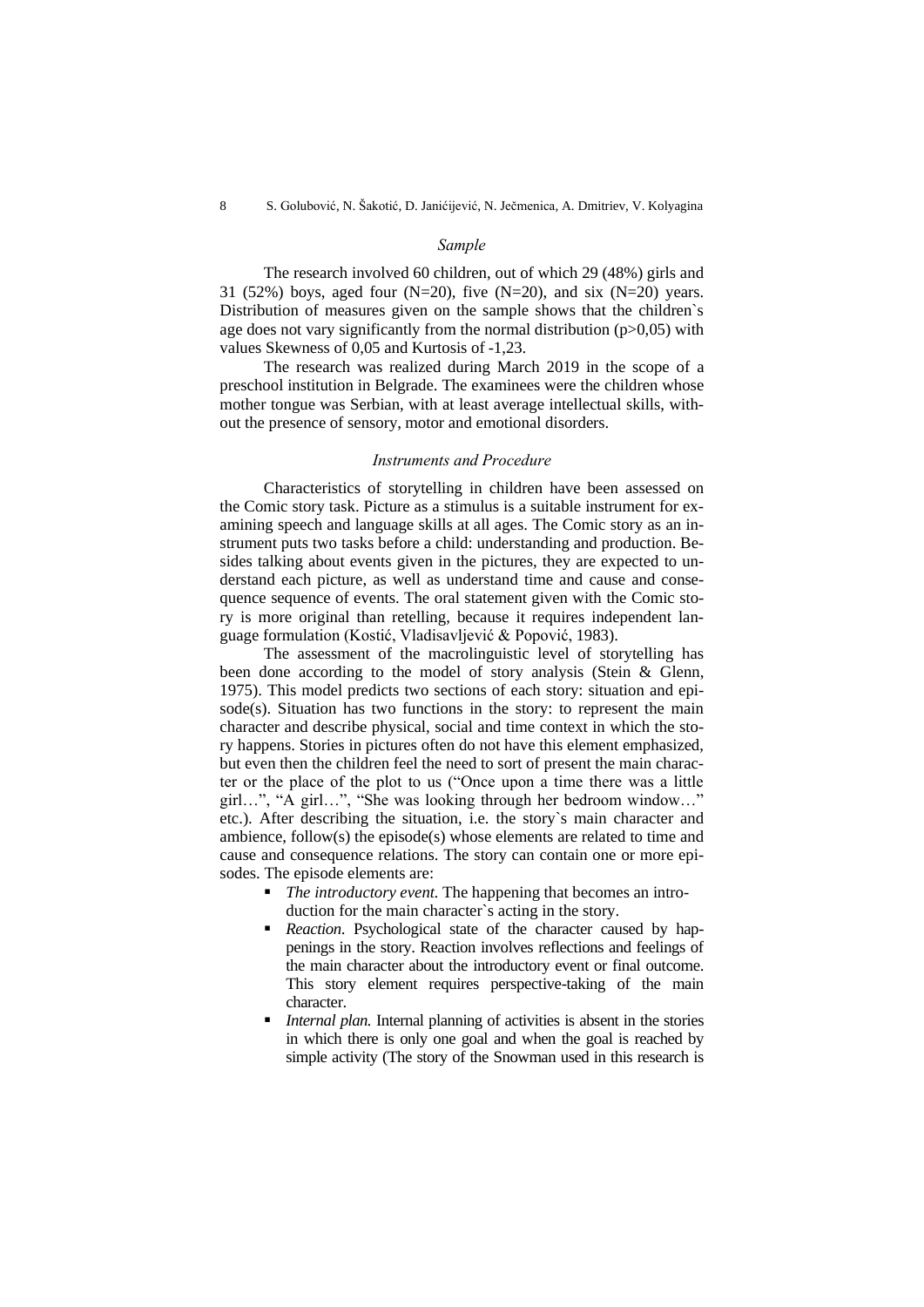### *Sample*

The research involved 60 children, out of which 29 (48%) girls and 31 (52%) boys, aged four (N=20), five (N=20), and six (N=20) years. Distribution of measures given on the sample shows that the children`s age does not vary significantly from the normal distribution ($p>0,05$) with values Skewness of 0,05 and Kurtosis of -1,23.

The research was realized during March 2019 in the scope of a preschool institution in Belgrade. The examinees were the children whose mother tongue was Serbian, with at least average intellectual skills, without the presence of sensory, motor and emotional disorders.

### *Instruments and Procedure*

Characteristics of storytelling in children have been assessed on the Comic story task. Picture as a stimulus is a suitable instrument for examining speech and language skills at all ages. The Comic story as an instrument puts two tasks before a child: understanding and production. Besides talking about events given in the pictures, they are expected to understand each picture, as well as understand time and cause and consequence sequence of events. The oral statement given with the Comic story is more original than retelling, because it requires independent language formulation (Kostić, Vladisavljević & Popović, 1983).

The assessment of the macrolinguistic level of storytelling has been done according to the model of story analysis (Stein & Glenn, 1975). This model predicts two sections of each story: situation and episode(s). Situation has two functions in the story: to represent the main character and describe physical, social and time context in which the story happens. Stories in pictures often do not have this element emphasized, but even then the children feel the need to sort of present the main character or the place of the plot to us ("Once upon a time there was a little girl…", "A girl…", "She was looking through her bedroom window…" etc.). After describing the situation, i.e. the story`s main character and ambience, follow(s) the episode(s) whose elements are related to time and cause and consequence relations. The story can contain one or more episodes. The episode elements are:

- *The introductory event.* The happening that becomes an introduction for the main character`s acting in the story.
- *Reaction.* Psychological state of the character caused by happenings in the story. Reaction involves reflections and feelings of the main character about the introductory event or final outcome. This story element requires perspective-taking of the main character.
- *Internal plan.* Internal planning of activities is absent in the stories in which there is only one goal and when the goal is reached by simple activity (The story of the Snowman used in this research is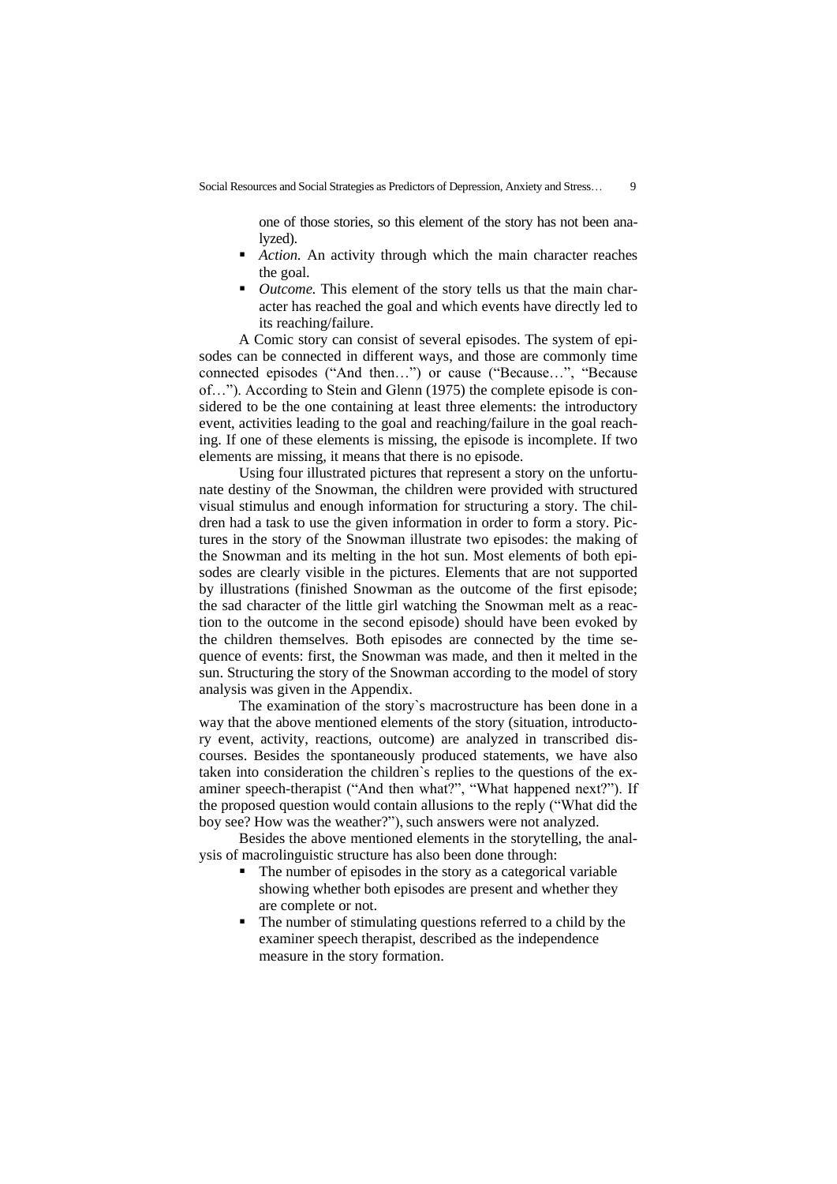one of those stories, so this element of the story has not been analyzed).

- *Action.* An activity through which the main character reaches the goal.
- *Outcome.* This element of the story tells us that the main character has reached the goal and which events have directly led to its reaching/failure.

A Comic story can consist of several episodes. The system of episodes can be connected in different ways, and those are commonly time connected episodes ("And then…") or cause ("Because…", "Because of…"). According to Stein and Glenn (1975) the complete episode is considered to be the one containing at least three elements: the introductory event, activities leading to the goal and reaching/failure in the goal reaching. If one of these elements is missing, the episode is incomplete. If two elements are missing, it means that there is no episode.

Using four illustrated pictures that represent a story on the unfortunate destiny of the Snowman, the children were provided with structured visual stimulus and enough information for structuring a story. The children had a task to use the given information in order to form a story. Pictures in the story of the Snowman illustrate two episodes: the making of the Snowman and its melting in the hot sun. Most elements of both episodes are clearly visible in the pictures. Elements that are not supported by illustrations (finished Snowman as the outcome of the first episode; the sad character of the little girl watching the Snowman melt as a reaction to the outcome in the second episode) should have been evoked by the children themselves. Both episodes are connected by the time sequence of events: first, the Snowman was made, and then it melted in the sun. Structuring the story of the Snowman according to the model of story analysis was given in the Appendix.

The examination of the story`s macrostructure has been done in a way that the above mentioned elements of the story (situation, introductory event, activity, reactions, outcome) are analyzed in transcribed discourses. Besides the spontaneously produced statements, we have also taken into consideration the children`s replies to the questions of the examiner speech-therapist ("And then what?", "What happened next?"). If the proposed question would contain allusions to the reply ("What did the boy see? How was the weather?"), such answers were not analyzed.

Besides the above mentioned elements in the storytelling, the analysis of macrolinguistic structure has also been done through:

- The number of episodes in the story as a categorical variable showing whether both episodes are present and whether they are complete or not.
- The number of stimulating questions referred to a child by the examiner speech therapist, described as the independence measure in the story formation.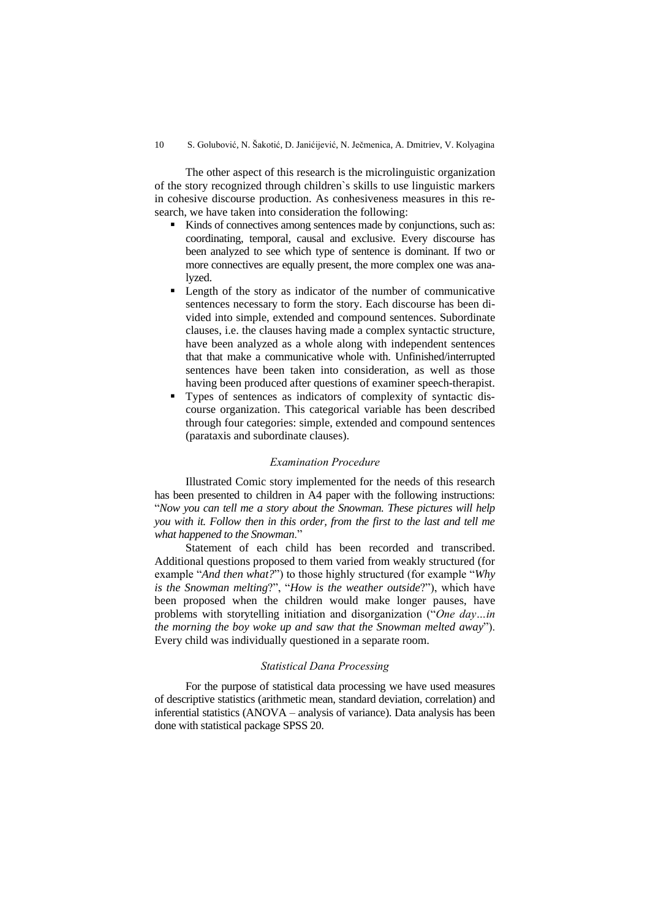The other aspect of this research is the microlinguistic organization of the story recognized through children`s skills to use linguistic markers in cohesive discourse production. As conhesiveness measures in this research, we have taken into consideration the following:

- Kinds of connectives among sentences made by conjunctions, such as: coordinating, temporal, causal and exclusive. Every discourse has been analyzed to see which type of sentence is dominant. If two or more connectives are equally present, the more complex one was analyzed.
- Length of the story as indicator of the number of communicative sentences necessary to form the story. Each discourse has been divided into simple, extended and compound sentences. Subordinate clauses, i.e. the clauses having made a complex syntactic structure, have been analyzed as a whole along with independent sentences that that make a communicative whole with. Unfinished/interrupted sentences have been taken into consideration, as well as those having been produced after questions of examiner speech-therapist.
- Types of sentences as indicators of complexity of syntactic discourse organization. This categorical variable has been described through four categories: simple, extended and compound sentences (parataxis and subordinate clauses).

### *Examination Procedure*

Illustrated Comic story implemented for the needs of this research has been presented to children in A4 paper with the following instructions: "*Now you can tell me a story about the Snowman. These pictures will help you with it. Follow then in this order, from the first to the last and tell me what happened to the Snowman*."

Statement of each child has been recorded and transcribed. Additional questions proposed to them varied from weakly structured (for example "*And then what?*") to those highly structured (for example "*Why is the Snowman melting*?", "*How is the weather outside*?"), which have been proposed when the children would make longer pauses, have problems with storytelling initiation and disorganization ("*One day…in the morning the boy woke up and saw that the Snowman melted away*"). Every child was individually questioned in a separate room.

### *Statistical Dana Processing*

For the purpose of statistical data processing we have used measures of descriptive statistics (arithmetic mean, standard deviation, correlation) and inferential statistics (ANOVA – analysis of variance). Data analysis has been done with statistical package SPSS 20.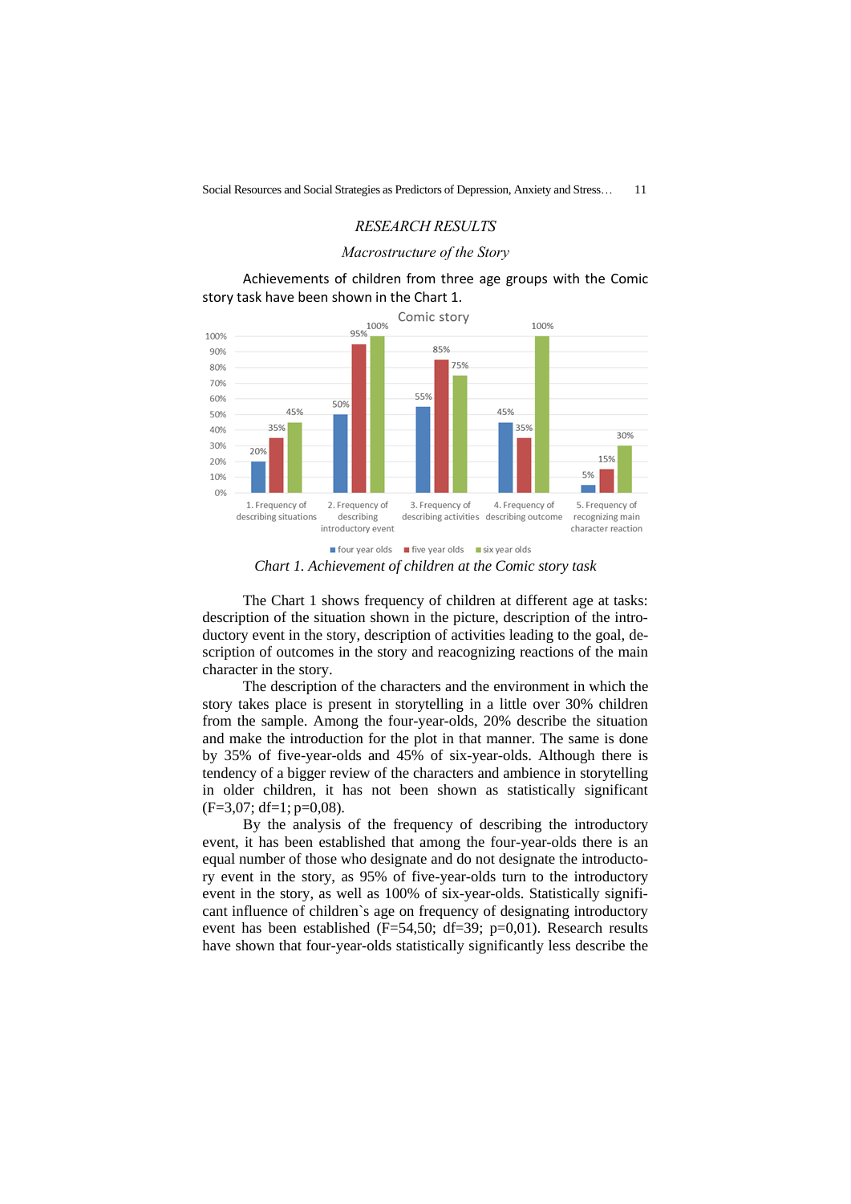## *RESEARCH RESULTS*

### *Macrostructure of the Story*

Achievements of children from three age groups with the Comic story task have been shown in the Chart 1.

*Chart 1. Achievement of children at the Comic story task*

The Chart 1 shows frequency of children at different age at tasks: description of the situation shown in the picture, description of the introductory event in the story, description of activities leading to the goal, description of outcomes in the story and reacognizing reactions of the main character in the story.

The description of the characters and the environment in which the story takes place is present in storytelling in a little over 30% children from the sample. Among the four-year-olds, 20% describe the situation and make the introduction for the plot in that manner. The same is done by 35% of five-year-olds and 45% of six-year-olds. Although there is tendency of a bigger review of the characters and ambience in storytelling in older children, it has not been shown as statistically significant ($F=3{,}07$; $df=1$; $p=0{,}08$).

By the analysis of the frequency of describing the introductory event, it has been established that among the four-year-olds there is an equal number of those who designate and do not designate the introductory event in the story, as 95% of five-year-olds turn to the introductory event in the story, as well as 100% of six-year-olds. Statistically significant influence of children`s age on frequency of designating introductory event has been established ($F=54{,}50$; $df=39$; $p=0{,}01$). Research results have shown that four-year-olds statistically significantly less describe the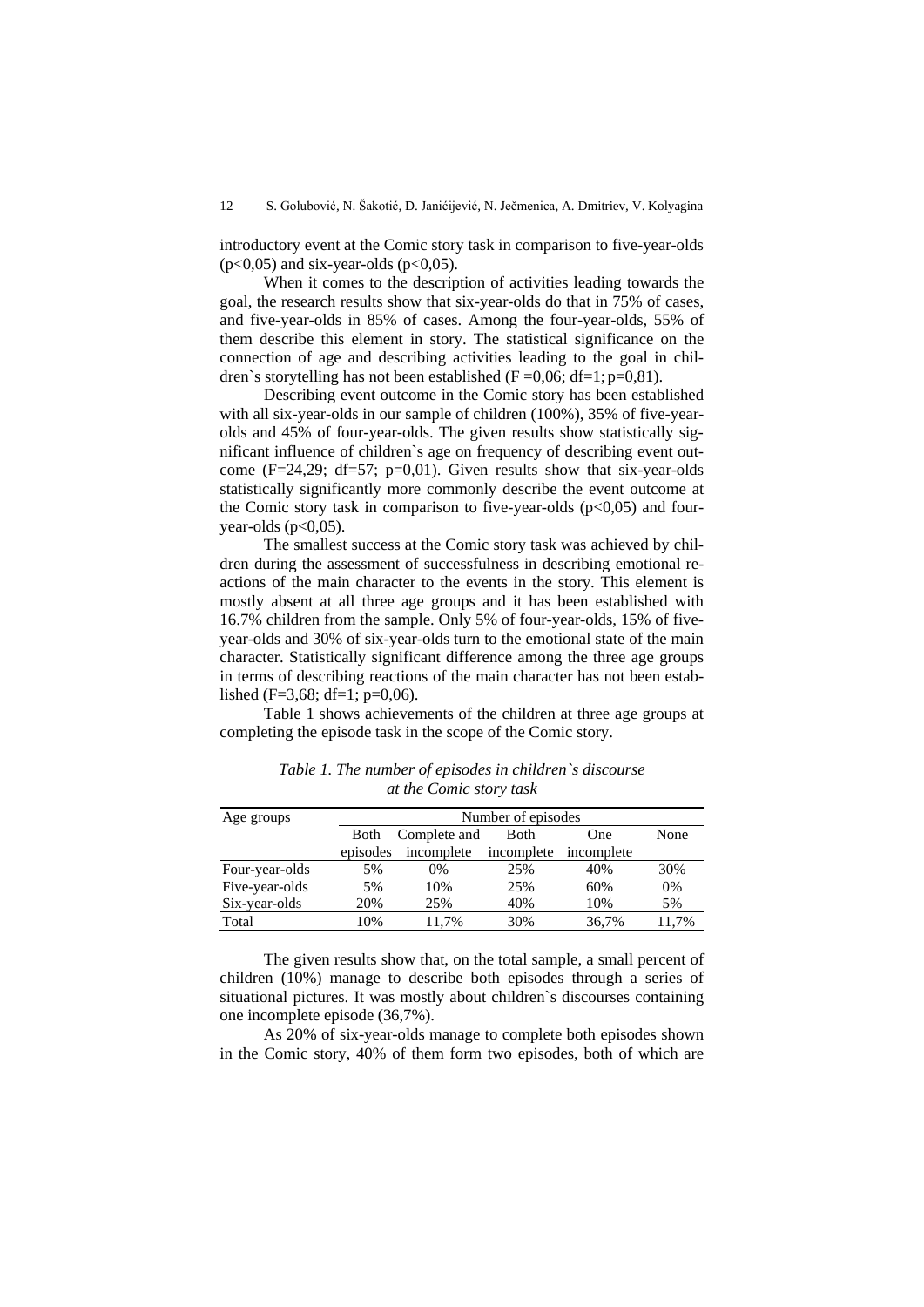introductory event at the Comic story task in comparison to five-year-olds ($p<0,05$) and six-year-olds ($p<0,05$).

When it comes to the description of activities leading towards the goal, the research results show that six-year-olds do that in 75% of cases, and five-year-olds in 85% of cases. Among the four-year-olds, 55% of them describe this element in story. The statistical significance on the connection of age and describing activities leading to the goal in children`s storytelling has not been established ($F=0,06$; $df=1$; $p=0,81$).

Describing event outcome in the Comic story has been established with all six-year-olds in our sample of children (100%), 35% of five-year-olds and 45% of four-year-olds. The given results show statistically significant influence of children`s age on frequency of describing event outcome ($F=24,29$; $df=57$; $p=0,01$). Given results show that six-year-olds statistically significantly more commonly describe the event outcome at the Comic story task in comparison to five-year-olds ($p<0,05$) and four-year-olds ($p<0,05$).

The smallest success at the Comic story task was achieved by children during the assessment of successfulness in describing emotional reactions of the main character to the events in the story. This element is mostly absent at all three age groups and it has been established with 16.7% children from the sample. Only 5% of four-year-olds, 15% of five-year-olds and 30% of six-year-olds turn to the emotional state of the main character. Statistically significant difference among the three age groups in terms of describing reactions of the main character has not been established ($F=3,68$; $df=1$; $p=0,06$).

Table 1 shows achievements of the children at three age groups at completing the episode task in the scope of the Comic story.

*Table 1. The number of episodes in children`s discourse at the Comic story task*

| Age groups | Number of episodes | | | | |
|---|---|---|---|---|---|
| | Both episodes | Complete and incomplete | Both incomplete | One incomplete | None |
| Four-year-olds | 5% | 0% | 25% | 40% | 30% |
| Five-year-olds | 5% | 10% | 25% | 60% | 0% |
| Six-year-olds | 20% | 25% | 40% | 10% | 5% |
| Total | 10% | 11,7% | 30% | 36,7% | 11,7% |

The given results show that, on the total sample, a small percent of children (10%) manage to describe both episodes through a series of situational pictures. It was mostly about children`s discourses containing one incomplete episode (36,7%).

As 20% of six-year-olds manage to complete both episodes shown in the Comic story, 40% of them form two episodes, both of which are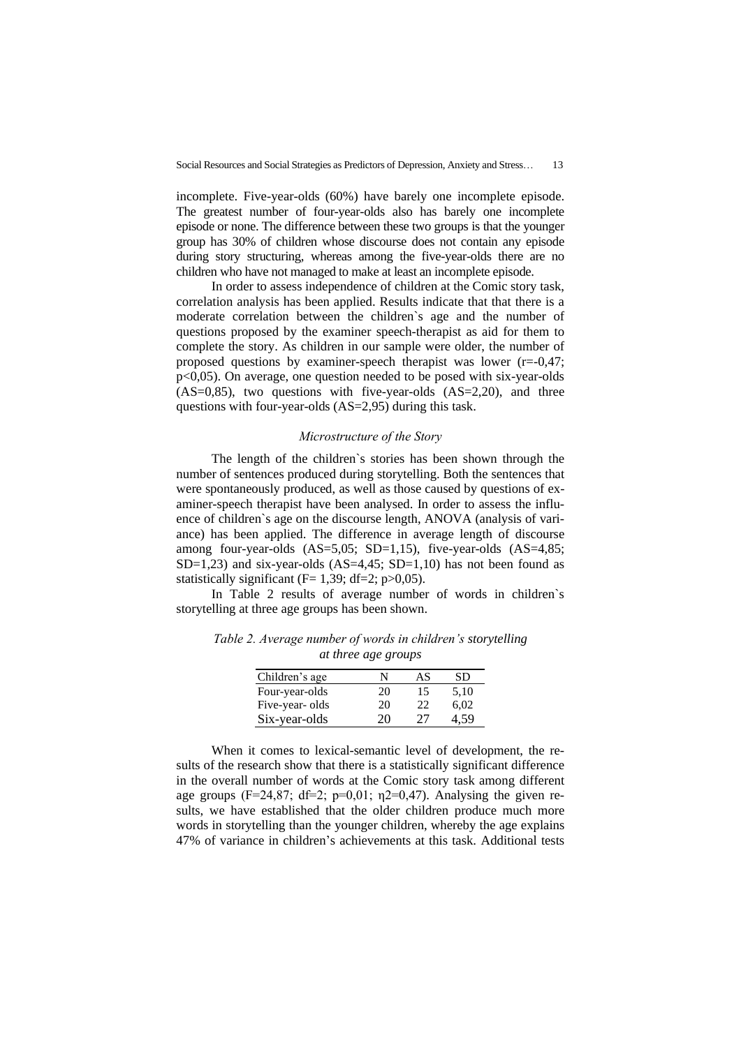incomplete. Five-year-olds (60%) have barely one incomplete episode. The greatest number of four-year-olds also has barely one incomplete episode or none. The difference between these two groups is that the younger group has 30% of children whose discourse does not contain any episode during story structuring, whereas among the five-year-olds there are no children who have not managed to make at least an incomplete episode.

In order to assess independence of children at the Comic story task, correlation analysis has been applied. Results indicate that that there is a moderate correlation between the children`s age and the number of questions proposed by the examiner speech-therapist as aid for them to complete the story. As children in our sample were older, the number of proposed questions by examiner-speech therapist was lower ($r=-0,47$; $p<0,05$). On average, one question needed to be posed with six-year-olds ($AS=0,85$), two questions with five-year-olds ($AS=2,20$), and three questions with four-year-olds ($AS=2,95$) during this task.

### *Microstructure of the Story*

The length of the children`s stories has been shown through the number of sentences produced during storytelling. Both the sentences that were spontaneously produced, as well as those caused by questions of examiner-speech therapist have been analysed. In order to assess the influence of children`s age on the discourse length, ANOVA (analysis of variance) has been applied. The difference in average length of discourse among four-year-olds ($AS=5,05$; $SD=1,15$), five-year-olds ($AS=4,85$; $SD=1,23$) and six-year-olds ($AS=4,45$; $SD=1,10$) has not been found as statistically significant ($F= 1,39$; $df=2$; $p>0,05$).

In Table 2 results of average number of words in children`s storytelling at three age groups has been shown.

*Table 2. Average number of words in children's storytelling at three age groups*

| Children's age | N | AS | SD |
|---|---|---|---|
| Four-year-olds | 20 | 15 | 5,10 |
| Five-year- olds | 20 | 22 | 6,02 |
| Six-year-olds | 20 | 27 | 4,59 |

When it comes to lexical-semantic level of development, the results of the research show that there is a statistically significant difference in the overall number of words at the Comic story task among different age groups ($F=24,87$; $df=2$; $p=0,01$; $\eta^2=0,47$). Analysing the given results, we have established that the older children produce much more words in storytelling than the younger children, whereby the age explains 47% of variance in children's achievements at this task. Additional tests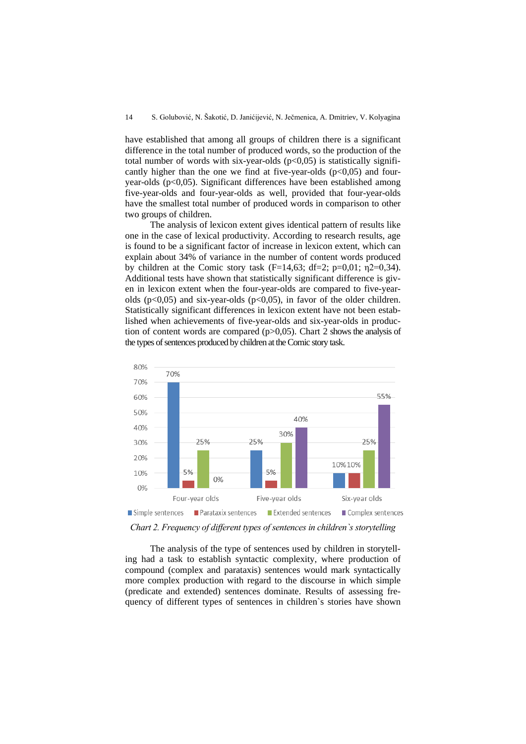have established that among all groups of children there is a significant difference in the total number of produced words, so the production of the total number of words with six-year-olds ($p<0,05$) is statistically significantly higher than the one we find at five-year-olds ($p<0,05$) and four-year-olds ($p<0,05$). Significant differences have been established among five-year-olds and four-year-olds as well, provided that four-year-olds have the smallest total number of produced words in comparison to other two groups of children.

The analysis of lexicon extent gives identical pattern of results like one in the case of lexical productivity. According to research results, age is found to be a significant factor of increase in lexicon extent, which can explain about 34% of variance in the number of content words produced by children at the Comic story task ($F=14,63$; $df=2$; $p=0,01$; $\eta2=0,34$). Additional tests have shown that statistically significant difference is given in lexicon extent when the four-year-olds are compared to five-year-olds ($p<0,05$) and six-year-olds ($p<0,05$), in favor of the older children. Statistically significant differences in lexicon extent have not been established when achievements of five-year-olds and six-year-olds in production of content words are compared ($p>0,05$). Chart 2 shows the analysis of the types of sentences produced by children at the Comic story task.

| | Simple sentences | Parataxix sentences | Extended sentences | Complex sentences |
|---|---|---|---|---|
| Four-year olds | 70% | 5% | 25% | 0% |
| Five-year olds | 25% | 5% | 30% | 40% |
| Six-year olds | 10% | 10% | 25% | 55% |

*Chart 2. Frequency of different types of sentences in children`s storytelling*

The analysis of the type of sentences used by children in storytelling had a task to establish syntactic complexity, where production of compound (complex and parataxis) sentences would mark syntactically more complex production with regard to the discourse in which simple (predicate and extended) sentences dominate. Results of assessing frequency of different types of sentences in children`s stories have shown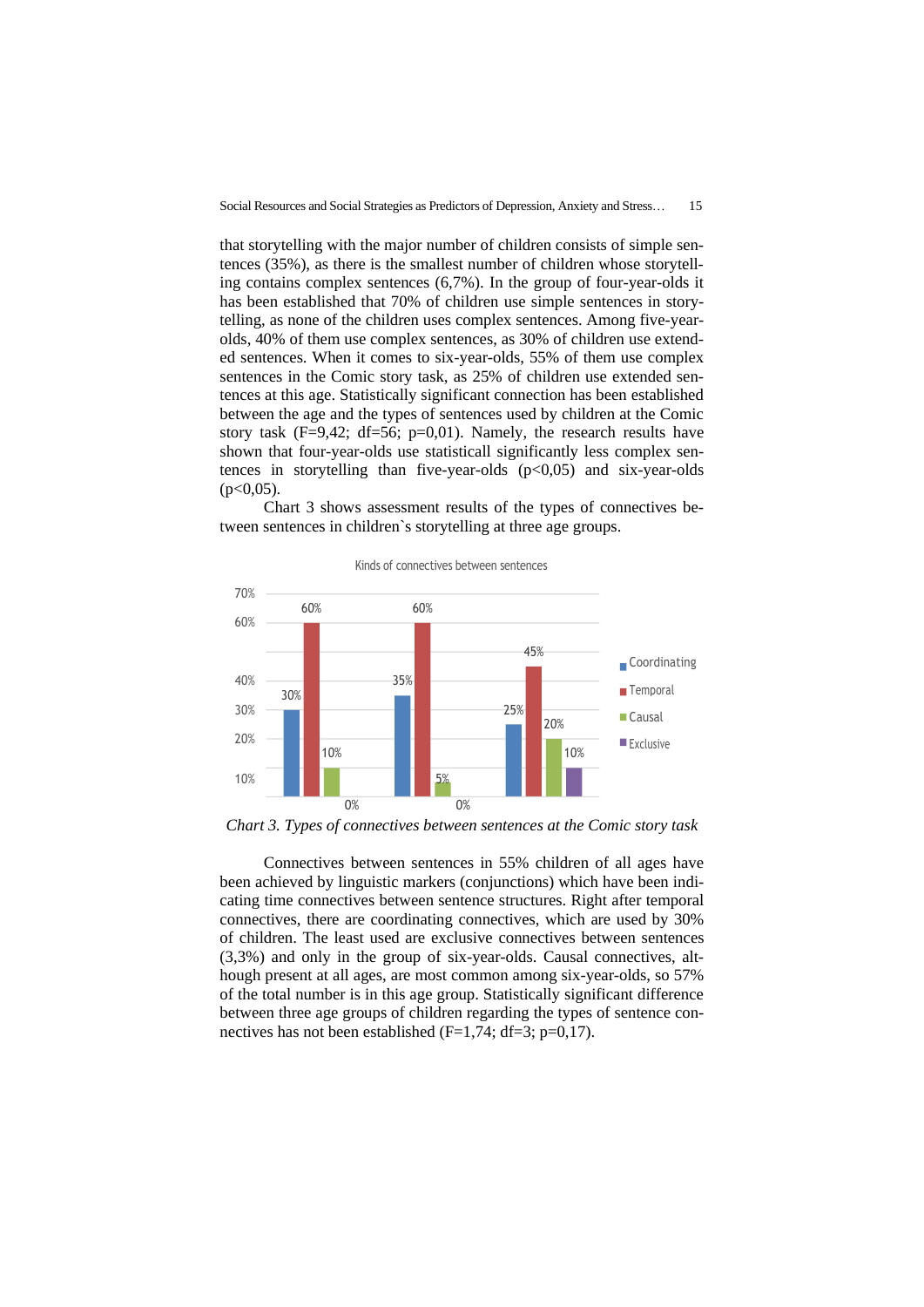that storytelling with the major number of children consists of simple sentences (35%), as there is the smallest number of children whose storytelling contains complex sentences (6,7%). In the group of four-year-olds it has been established that 70% of children use simple sentences in storytelling, as none of the children uses complex sentences. Among five-year-olds, 40% of them use complex sentences, as 30% of children use extended sentences. When it comes to six-year-olds, 55% of them use complex sentences in the Comic story task, as 25% of children use extended sentences at this age. Statistically significant connection has been established between the age and the types of sentences used by children at the Comic story task (F=9,42; df=56; p=0,01). Namely, the research results have shown that four-year-olds use statisticall significantly less complex sentences in storytelling than five-year-olds (p<0,05) and six-year-olds (p<0,05).

Chart 3 shows assessment results of the types of connectives between sentences in children`s storytelling at three age groups.

Kinds of connectives between sentences

| | Coordinating | Temporal | Causal | Exclusive |
|---|---|---|---|---|
| Group 1 | 30% | 60% | 10% | 0% |
| Group 2 | 35% | 60% | 5% | 0% |
| Group 3 | 25% | 45% | 20% | 10% |

*Chart 3. Types of connectives between sentences at the Comic story task*

Connectives between sentences in 55% children of all ages have been achieved by linguistic markers (conjunctions) which have been indicating time connectives between sentence structures. Right after temporal connectives, there are coordinating connectives, which are used by 30% of children. The least used are exclusive connectives between sentences (3,3%) and only in the group of six-year-olds. Causal connectives, although present at all ages, are most common among six-year-olds, so 57% of the total number is in this age group. Statistically significant difference between three age groups of children regarding the types of sentence connectives has not been established (F=1,74; df=3; p=0,17).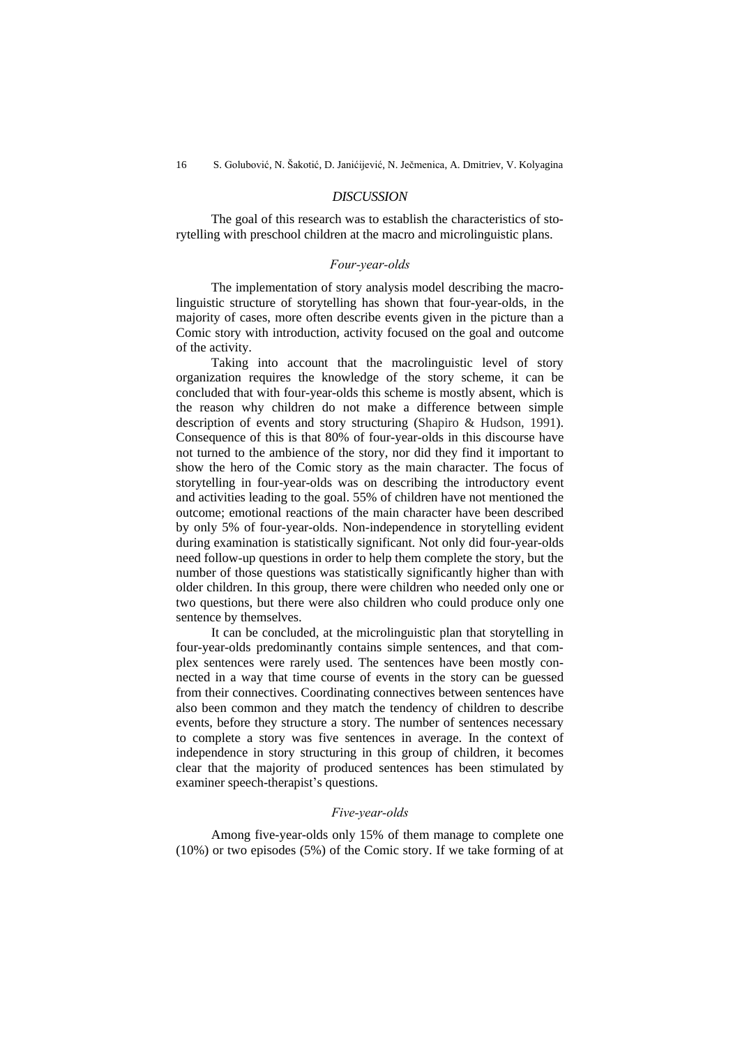## DISCUSSION

The goal of this research was to establish the characteristics of storytelling with preschool children at the macro and microlinguistic plans.

### *Four-year-olds*

The implementation of story analysis model describing the macrolinguistic structure of storytelling has shown that four-year-olds, in the majority of cases, more often describe events given in the picture than a Comic story with introduction, activity focused on the goal and outcome of the activity.

Taking into account that the macrolinguistic level of story organization requires the knowledge of the story scheme, it can be concluded that with four-year-olds this scheme is mostly absent, which is the reason why children do not make a difference between simple description of events and story structuring (Shapiro & Hudson, 1991). Consequence of this is that 80% of four-year-olds in this discourse have not turned to the ambience of the story, nor did they find it important to show the hero of the Comic story as the main character. The focus of storytelling in four-year-olds was on describing the introductory event and activities leading to the goal. 55% of children have not mentioned the outcome; emotional reactions of the main character have been described by only 5% of four-year-olds. Non-independence in storytelling evident during examination is statistically significant. Not only did four-year-olds need follow-up questions in order to help them complete the story, but the number of those questions was statistically significantly higher than with older children. In this group, there were children who needed only one or two questions, but there were also children who could produce only one sentence by themselves.

It can be concluded, at the microlinguistic plan that storytelling in four-year-olds predominantly contains simple sentences, and that complex sentences were rarely used. The sentences have been mostly connected in a way that time course of events in the story can be guessed from their connectives. Coordinating connectives between sentences have also been common and they match the tendency of children to describe events, before they structure a story. The number of sentences necessary to complete a story was five sentences in average. In the context of independence in story structuring in this group of children, it becomes clear that the majority of produced sentences has been stimulated by examiner speech-therapist's questions.

### *Five-year-olds*

Among five-year-olds only 15% of them manage to complete one (10%) or two episodes (5%) of the Comic story. If we take forming of at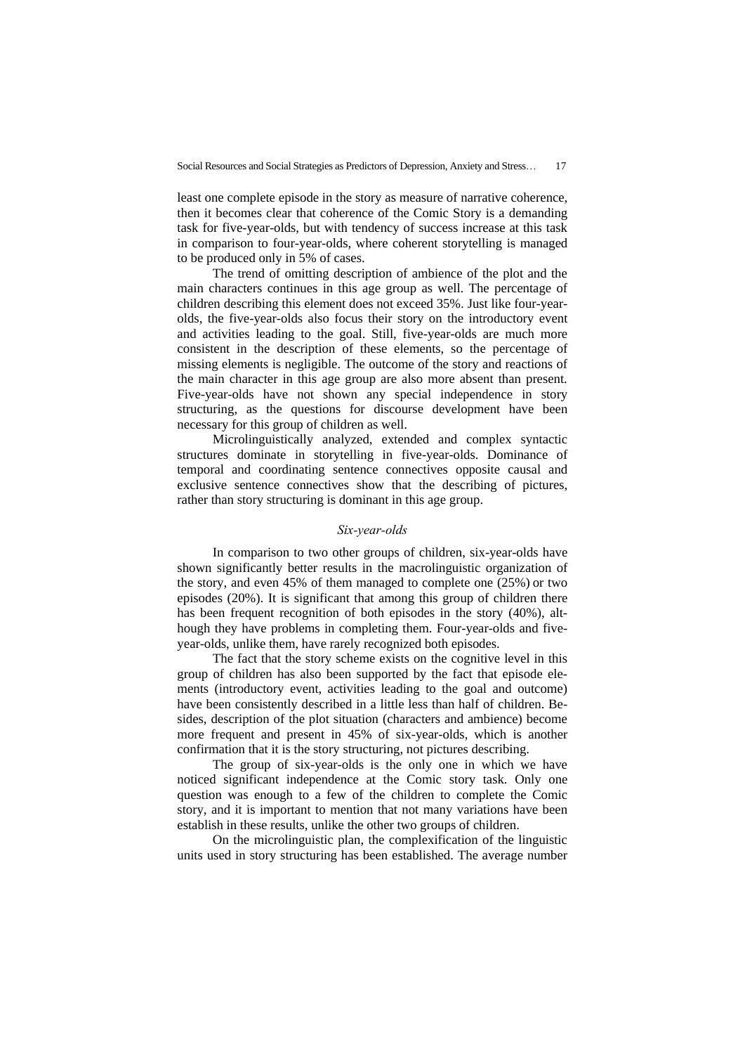least one complete episode in the story as measure of narrative coherence, then it becomes clear that coherence of the Comic Story is a demanding task for five-year-olds, but with tendency of success increase at this task in comparison to four-year-olds, where coherent storytelling is managed to be produced only in 5% of cases.

The trend of omitting description of ambience of the plot and the main characters continues in this age group as well. The percentage of children describing this element does not exceed 35%. Just like four-year-olds, the five-year-olds also focus their story on the introductory event and activities leading to the goal. Still, five-year-olds are much more consistent in the description of these elements, so the percentage of missing elements is negligible. The outcome of the story and reactions of the main character in this age group are also more absent than present. Five-year-olds have not shown any special independence in story structuring, as the questions for discourse development have been necessary for this group of children as well.

Microlinguistically analyzed, extended and complex syntactic structures dominate in storytelling in five-year-olds. Dominance of temporal and coordinating sentence connectives opposite causal and exclusive sentence connectives show that the describing of pictures, rather than story structuring is dominant in this age group.

### *Six-year-olds*

In comparison to two other groups of children, six-year-olds have shown significantly better results in the macrolinguistic organization of the story, and even 45% of them managed to complete one (25%) or two episodes (20%). It is significant that among this group of children there has been frequent recognition of both episodes in the story (40%), although they have problems in completing them. Four-year-olds and five-year-olds, unlike them, have rarely recognized both episodes.

The fact that the story scheme exists on the cognitive level in this group of children has also been supported by the fact that episode elements (introductory event, activities leading to the goal and outcome) have been consistently described in a little less than half of children. Besides, description of the plot situation (characters and ambience) become more frequent and present in 45% of six-year-olds, which is another confirmation that it is the story structuring, not pictures describing.

The group of six-year-olds is the only one in which we have noticed significant independence at the Comic story task. Only one question was enough to a few of the children to complete the Comic story, and it is important to mention that not many variations have been establish in these results, unlike the other two groups of children.

On the microlinguistic plan, the complexification of the linguistic units used in story structuring has been established. The average number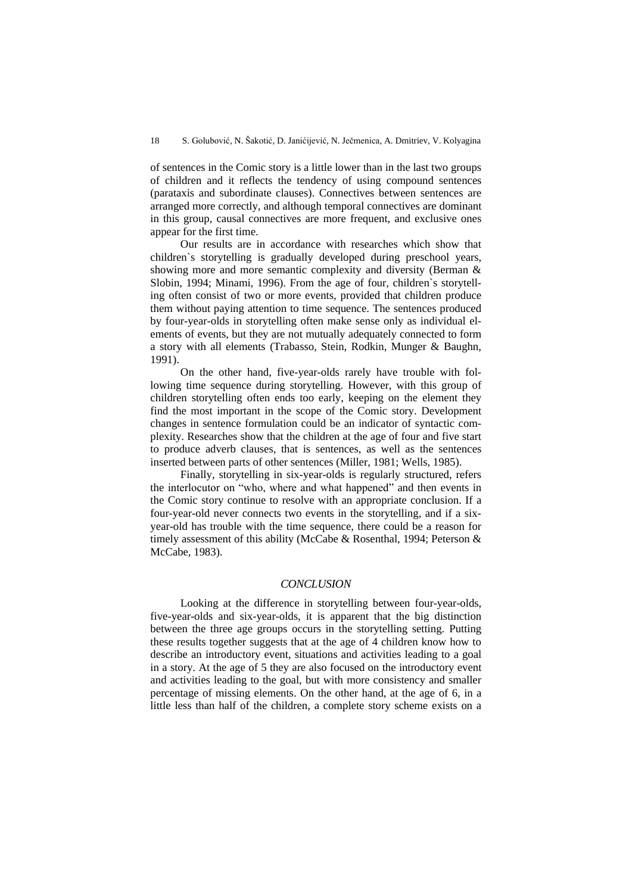of sentences in the Comic story is a little lower than in the last two groups of children and it reflects the tendency of using compound sentences (parataxis and subordinate clauses). Connectives between sentences are arranged more correctly, and although temporal connectives are dominant in this group, causal connectives are more frequent, and exclusive ones appear for the first time.

Our results are in accordance with researches which show that children`s storytelling is gradually developed during preschool years, showing more and more semantic complexity and diversity (Berman & Slobin, 1994; Minami, 1996). From the age of four, children`s storytelling often consist of two or more events, provided that children produce them without paying attention to time sequence. The sentences produced by four-year-olds in storytelling often make sense only as individual elements of events, but they are not mutually adequately connected to form a story with all elements (Trabasso, Stein, Rodkin, Munger & Baughn, 1991).

On the other hand, five-year-olds rarely have trouble with following time sequence during storytelling. However, with this group of children storytelling often ends too early, keeping on the element they find the most important in the scope of the Comic story. Development changes in sentence formulation could be an indicator of syntactic complexity. Researches show that the children at the age of four and five start to produce adverb clauses, that is sentences, as well as the sentences inserted between parts of other sentences (Miller, 1981; Wells, 1985).

Finally, storytelling in six-year-olds is regularly structured, refers the interlocutor on “who, where and what happened” and then events in the Comic story continue to resolve with an appropriate conclusion. If a four-year-old never connects two events in the storytelling, and if a six-year-old has trouble with the time sequence, there could be a reason for timely assessment of this ability (McCabe & Rosenthal, 1994; Peterson & McCabe, 1983).

## *CONCLUSION*

Looking at the difference in storytelling between four-year-olds, five-year-olds and six-year-olds, it is apparent that the big distinction between the three age groups occurs in the storytelling setting. Putting these results together suggests that at the age of 4 children know how to describe an introductory event, situations and activities leading to a goal in a story. At the age of 5 they are also focused on the introductory event and activities leading to the goal, but with more consistency and smaller percentage of missing elements. On the other hand, at the age of 6, in a little less than half of the children, a complete story scheme exists on a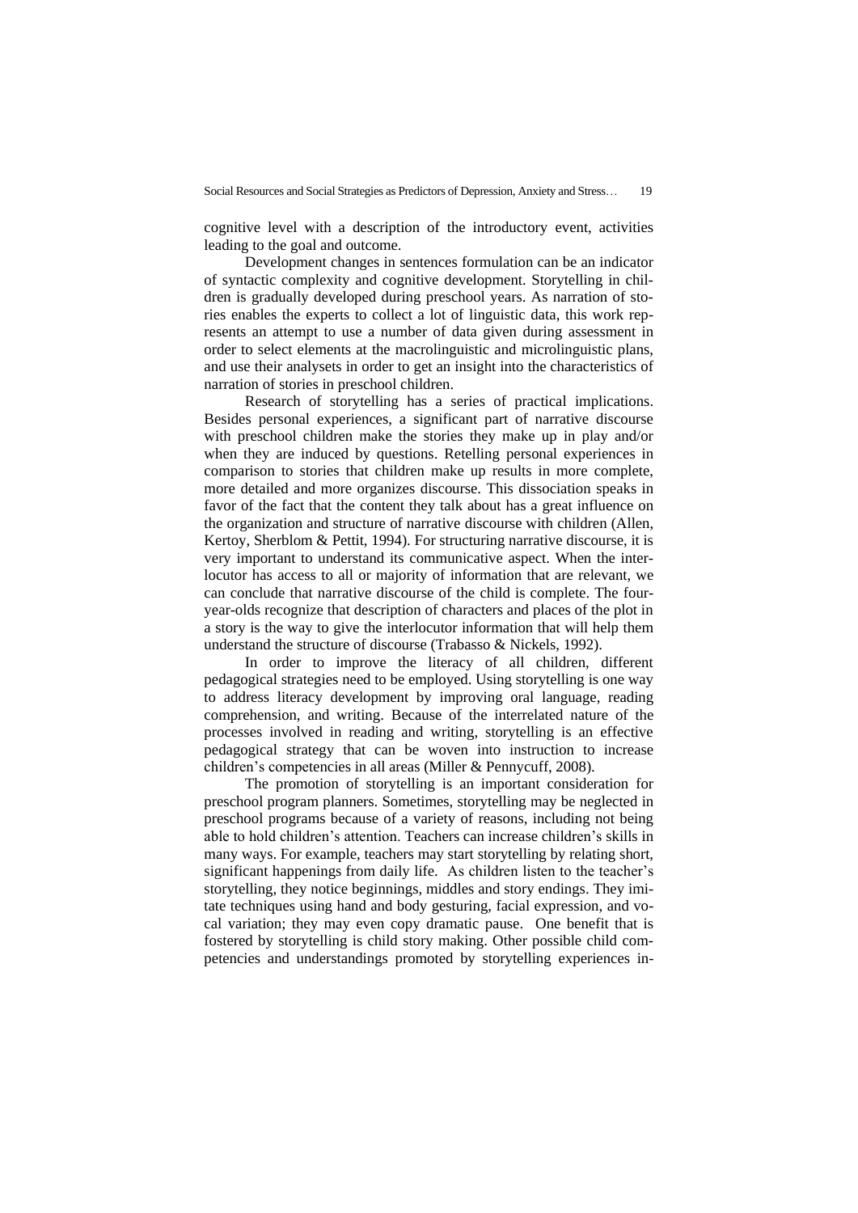cognitive level with a description of the introductory event, activities leading to the goal and outcome.

Development changes in sentences formulation can be an indicator of syntactic complexity and cognitive development. Storytelling in children is gradually developed during preschool years. As narration of stories enables the experts to collect a lot of linguistic data, this work represents an attempt to use a number of data given during assessment in order to select elements at the macrolinguistic and microlinguistic plans, and use their analysets in order to get an insight into the characteristics of narration of stories in preschool children.

Research of storytelling has a series of practical implications. Besides personal experiences, a significant part of narrative discourse with preschool children make the stories they make up in play and/or when they are induced by questions. Retelling personal experiences in comparison to stories that children make up results in more complete, more detailed and more organizes discourse. This dissociation speaks in favor of the fact that the content they talk about has a great influence on the organization and structure of narrative discourse with children (Allen, Kertoy, Sherblom & Pettit, 1994). For structuring narrative discourse, it is very important to understand its communicative aspect. When the interlocutor has access to all or majority of information that are relevant, we can conclude that narrative discourse of the child is complete. The four-year-olds recognize that description of characters and places of the plot in a story is the way to give the interlocutor information that will help them understand the structure of discourse (Trabasso & Nickels, 1992).

In order to improve the literacy of all children, different pedagogical strategies need to be employed. Using storytelling is one way to address literacy development by improving oral language, reading comprehension, and writing. Because of the interrelated nature of the processes involved in reading and writing, storytelling is an effective pedagogical strategy that can be woven into instruction to increase children's competencies in all areas (Miller & Pennycuff, 2008).

The promotion of storytelling is an important consideration for preschool program planners. Sometimes, storytelling may be neglected in preschool programs because of a variety of reasons, including not being able to hold children's attention. Teachers can increase children's skills in many ways. For example, teachers may start storytelling by relating short, significant happenings from daily life. As children listen to the teacher's storytelling, they notice beginnings, middles and story endings. They imitate techniques using hand and body gesturing, facial expression, and vocal variation; they may even copy dramatic pause. One benefit that is fostered by storytelling is child story making. Other possible child competencies and understandings promoted by storytelling experiences in-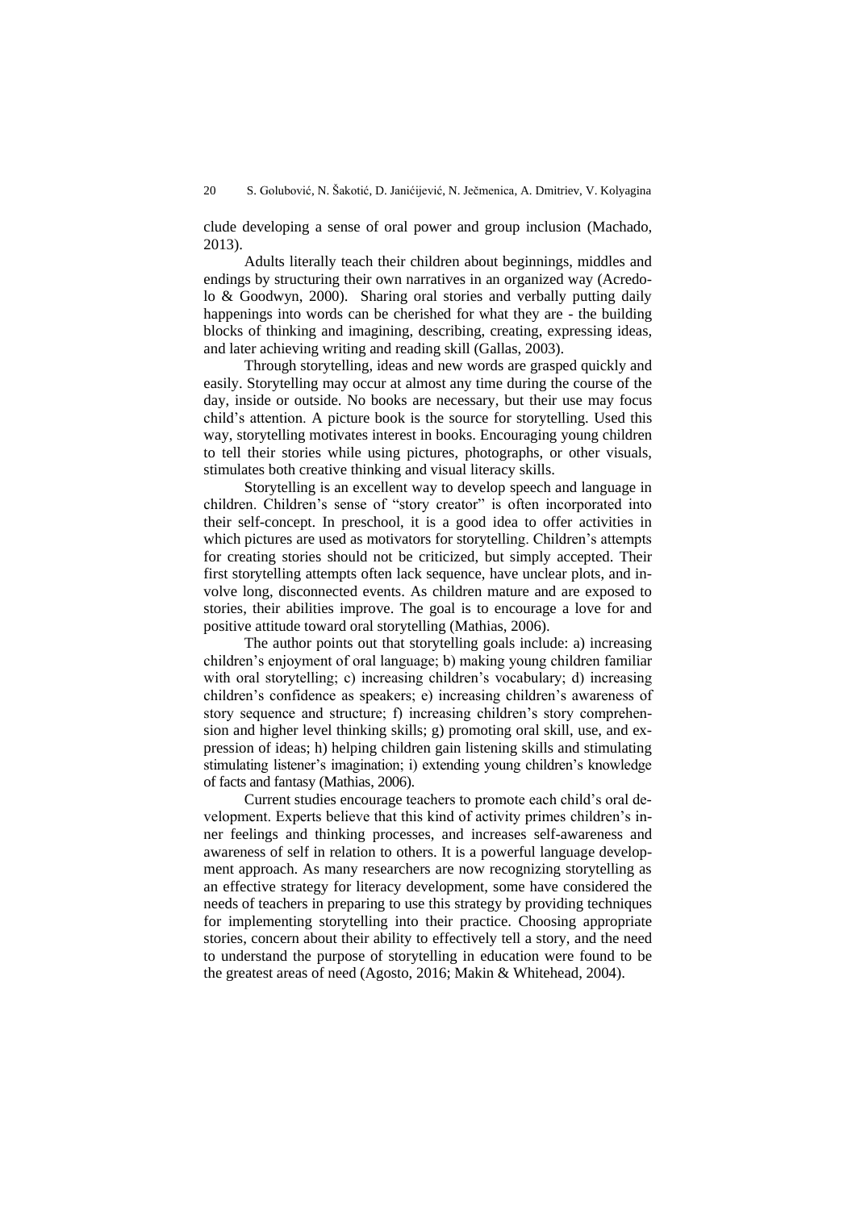clude developing a sense of oral power and group inclusion (Machado, 2013).

Adults literally teach their children about beginnings, middles and endings by structuring their own narratives in an organized way (Acredolo & Goodwyn, 2000). Sharing oral stories and verbally putting daily happenings into words can be cherished for what they are - the building blocks of thinking and imagining, describing, creating, expressing ideas, and later achieving writing and reading skill (Gallas, 2003).

Through storytelling, ideas and new words are grasped quickly and easily. Storytelling may occur at almost any time during the course of the day, inside or outside. No books are necessary, but their use may focus child's attention. A picture book is the source for storytelling. Used this way, storytelling motivates interest in books. Encouraging young children to tell their stories while using pictures, photographs, or other visuals, stimulates both creative thinking and visual literacy skills.

Storytelling is an excellent way to develop speech and language in children. Children's sense of "story creator" is often incorporated into their self-concept. In preschool, it is a good idea to offer activities in which pictures are used as motivators for storytelling. Children's attempts for creating stories should not be criticized, but simply accepted. Their first storytelling attempts often lack sequence, have unclear plots, and involve long, disconnected events. As children mature and are exposed to stories, their abilities improve. The goal is to encourage a love for and positive attitude toward oral storytelling (Mathias, 2006).

The author points out that storytelling goals include: a) increasing children's enjoyment of oral language; b) making young children familiar with oral storytelling; c) increasing children's vocabulary; d) increasing children's confidence as speakers; e) increasing children's awareness of story sequence and structure; f) increasing children's story comprehension and higher level thinking skills; g) promoting oral skill, use, and expression of ideas; h) helping children gain listening skills and stimulating stimulating listener's imagination; i) extending young children's knowledge of facts and fantasy (Mathias, 2006).

Current studies encourage teachers to promote each child's oral development. Experts believe that this kind of activity primes children's inner feelings and thinking processes, and increases self-awareness and awareness of self in relation to others. It is a powerful language development approach. As many researchers are now recognizing storytelling as an effective strategy for literacy development, some have considered the needs of teachers in preparing to use this strategy by providing techniques for implementing storytelling into their practice. Choosing appropriate stories, concern about their ability to effectively tell a story, and the need to understand the purpose of storytelling in education were found to be the greatest areas of need (Agosto, 2016; Makin & Whitehead, 2004).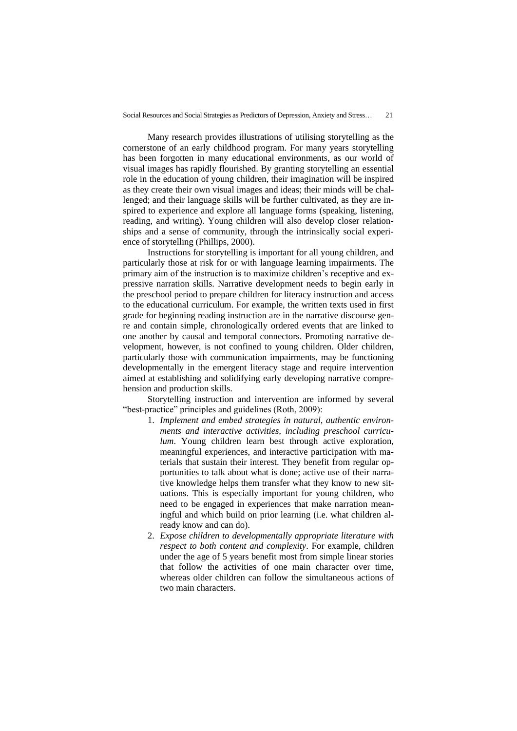Many research provides illustrations of utilising storytelling as the cornerstone of an early childhood program. For many years storytelling has been forgotten in many educational environments, as our world of visual images has rapidly flourished. By granting storytelling an essential role in the education of young children, their imagination will be inspired as they create their own visual images and ideas; their minds will be challenged; and their language skills will be further cultivated, as they are inspired to experience and explore all language forms (speaking, listening, reading, and writing). Young children will also develop closer relationships and a sense of community, through the intrinsically social experience of storytelling (Phillips, 2000).

Instructions for storytelling is important for all young children, and particularly those at risk for or with language learning impairments. The primary aim of the instruction is to maximize children's receptive and expressive narration skills. Narrative development needs to begin early in the preschool period to prepare children for literacy instruction and access to the educational curriculum. For example, the written texts used in first grade for beginning reading instruction are in the narrative discourse genre and contain simple, chronologically ordered events that are linked to one another by causal and temporal connectors. Promoting narrative development, however, is not confined to young children. Older children, particularly those with communication impairments, may be functioning developmentally in the emergent literacy stage and require intervention aimed at establishing and solidifying early developing narrative comprehension and production skills.

Storytelling instruction and intervention are informed by several "best-practice" principles and guidelines (Roth, 2009):

1. *Implement and embed strategies in natural, authentic environments and interactive activities, including preschool curriculum*. Young children learn best through active exploration, meaningful experiences, and interactive participation with materials that sustain their interest. They benefit from regular opportunities to talk about what is done; active use of their narrative knowledge helps them transfer what they know to new situations. This is especially important for young children, who need to be engaged in experiences that make narration meaningful and which build on prior learning (i.e. what children already know and can do).
2. *Expose children to developmentally appropriate literature with respect to both content and complexity*. For example, children under the age of 5 years benefit most from simple linear stories that follow the activities of one main character over time, whereas older children can follow the simultaneous actions of two main characters.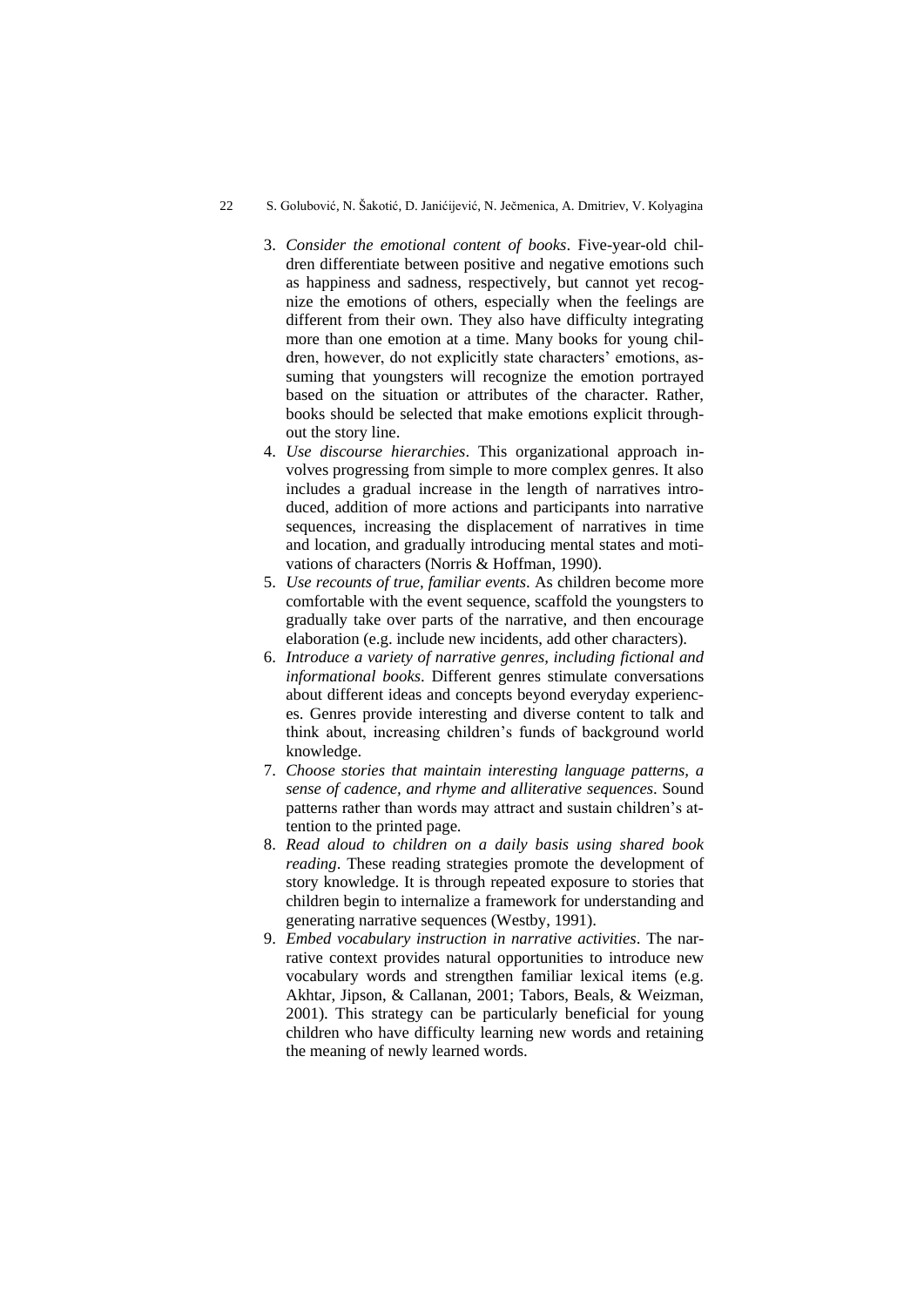3. *Consider the emotional content of books*. Five-year-old children differentiate between positive and negative emotions such as happiness and sadness, respectively, but cannot yet recognize the emotions of others, especially when the feelings are different from their own. They also have difficulty integrating more than one emotion at a time. Many books for young children, however, do not explicitly state characters' emotions, assuming that youngsters will recognize the emotion portrayed based on the situation or attributes of the character. Rather, books should be selected that make emotions explicit throughout the story line.
4. *Use discourse hierarchies*. This organizational approach involves progressing from simple to more complex genres. It also includes a gradual increase in the length of narratives introduced, addition of more actions and participants into narrative sequences, increasing the displacement of narratives in time and location, and gradually introducing mental states and motivations of characters (Norris & Hoffman, 1990).
5. *Use recounts of true, familiar events*. As children become more comfortable with the event sequence, scaffold the youngsters to gradually take over parts of the narrative, and then encourage elaboration (e.g. include new incidents, add other characters).
6. *Introduce a variety of narrative genres, including fictional and informational books*. Different genres stimulate conversations about different ideas and concepts beyond everyday experiences. Genres provide interesting and diverse content to talk and think about, increasing children's funds of background world knowledge.
7. *Choose stories that maintain interesting language patterns, a sense of cadence, and rhyme and alliterative sequences*. Sound patterns rather than words may attract and sustain children's attention to the printed page.
8. *Read aloud to children on a daily basis using shared book reading*. These reading strategies promote the development of story knowledge. It is through repeated exposure to stories that children begin to internalize a framework for understanding and generating narrative sequences (Westby, 1991).
9. *Embed vocabulary instruction in narrative activities*. The narrative context provides natural opportunities to introduce new vocabulary words and strengthen familiar lexical items (e.g. Akhtar, Jipson, & Callanan, 2001; Tabors, Beals, & Weizman, 2001). This strategy can be particularly beneficial for young children who have difficulty learning new words and retaining the meaning of newly learned words.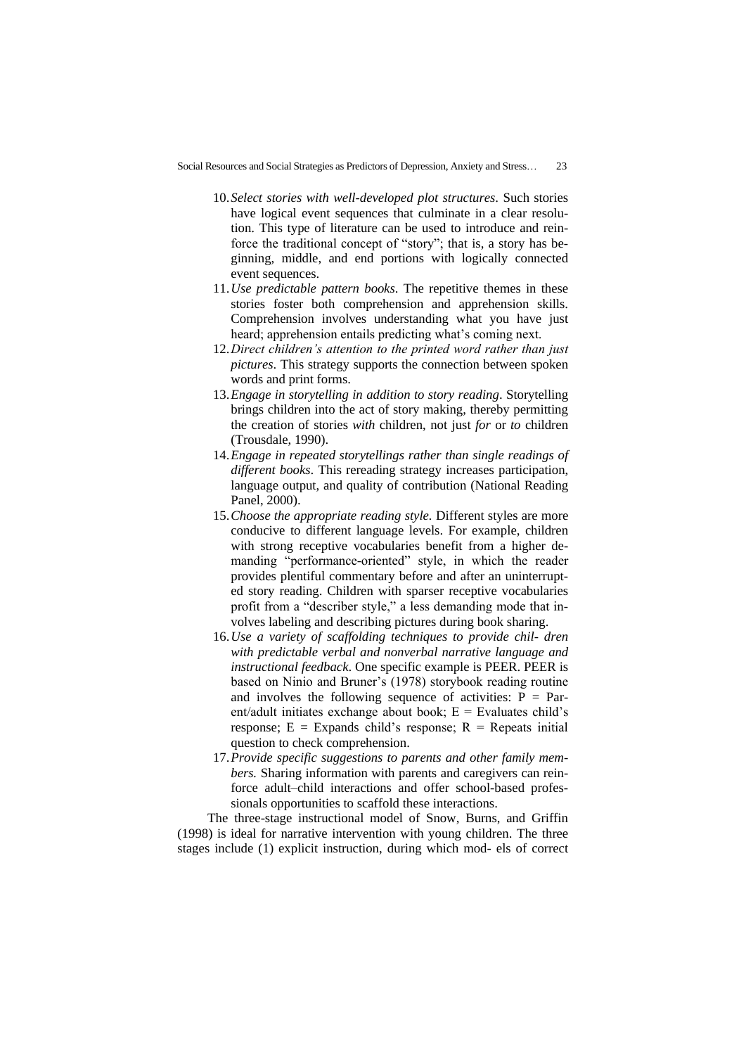10. *Select stories with well-developed plot structures*. Such stories have logical event sequences that culminate in a clear resolution. This type of literature can be used to introduce and reinforce the traditional concept of "story"; that is, a story has beginning, middle, and end portions with logically connected event sequences.
11. *Use predictable pattern books*. The repetitive themes in these stories foster both comprehension and apprehension skills. Comprehension involves understanding what you have just heard; apprehension entails predicting what's coming next.
12. *Direct children's attention to the printed word rather than just pictures*. This strategy supports the connection between spoken words and print forms.
13. *Engage in storytelling in addition to story reading*. Storytelling brings children into the act of story making, thereby permitting the creation of stories *with* children, not just *for* or *to* children (Trousdale, 1990).
14. *Engage in repeated storytellings rather than single readings of different books*. This rereading strategy increases participation, language output, and quality of contribution (National Reading Panel, 2000).
15. *Choose the appropriate reading style*. Different styles are more conducive to different language levels. For example, children with strong receptive vocabularies benefit from a higher demanding "performance-oriented" style, in which the reader provides plentiful commentary before and after an uninterrupted story reading. Children with sparser receptive vocabularies profit from a "describer style," a less demanding mode that involves labeling and describing pictures during book sharing.
16. *Use a variety of scaffolding techniques to provide chil- dren with predictable verbal and nonverbal narrative language and instructional feedback*. One specific example is PEER. PEER is based on Ninio and Bruner's (1978) storybook reading routine and involves the following sequence of activities: P = Parent/adult initiates exchange about book; E = Evaluates child's response; E = Expands child's response; R = Repeats initial question to check comprehension.
17. *Provide specific suggestions to parents and other family members.* Sharing information with parents and caregivers can reinforce adult–child interactions and offer school-based professionals opportunities to scaffold these interactions.

The three-stage instructional model of Snow, Burns, and Griffin (1998) is ideal for narrative intervention with young children. The three stages include (1) explicit instruction, during which mod- els of correct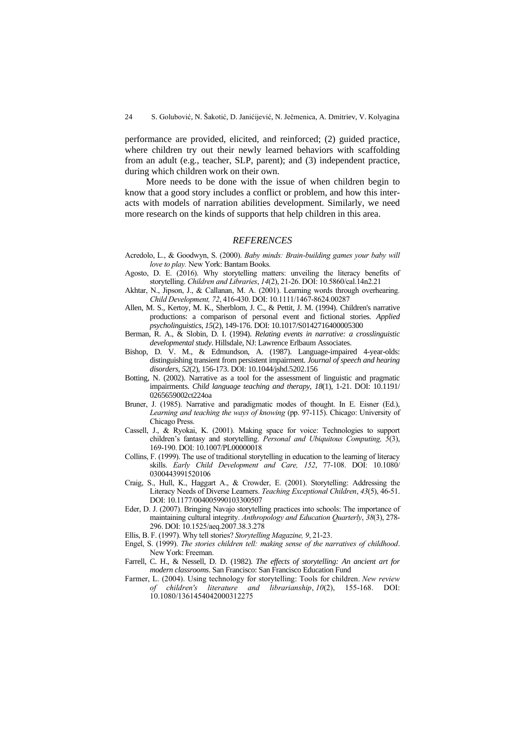performance are provided, elicited, and reinforced; (2) guided practice, where children try out their newly learned behaviors with scaffolding from an adult (e.g., teacher, SLP, parent); and (3) independent practice, during which children work on their own.

More needs to be done with the issue of when children begin to know that a good story includes a conflict or problem, and how this interacts with models of narration abilities development. Similarly, we need more research on the kinds of supports that help children in this area.

## *REFERENCES*

Acredolo, L., & Goodwyn, S. (2000). *Baby minds: Brain-building games your baby will love to play.* New York: Bantam Books.

Agosto, D. E. (2016). Why storytelling matters: unveiling the literacy benefits of storytelling. *Children and Libraries*, *14*(2), 21-26. DOI: 10.5860/cal.14n2.21

Akhtar, N., Jipson, J., & Callanan, M. A. (2001). Learning words through overhearing. *Child Development, 72*, 416-430. DOI: 10.1111/1467-8624.00287

Allen, M. S., Kertoy, M. K., Sherblom, J. C., & Pettit, J. M. (1994). Children's narrative productions: a comparison of personal event and fictional stories. *Applied psycholinguistics*, *15*(2), 149-176. DOI: 10.1017/S0142716400005300

Berman, R. A., & Slobin, D. I. (1994). *Relating events in narrative: a crosslinguistic developmental study*. Hillsdale, NJ: Lawrence Erlbaum Associates.

Bishop, D. V. M., & Edmundson, A. (1987). Language-impaired 4-year-olds: distinguishing transient from persistent impairment. *Journal of speech and hearing disorders*, *52*(2), 156-173. DOI: 10.1044/jshd.5202.156

Botting, N. (2002). Narrative as a tool for the assessment of linguistic and pragmatic impairments. *Child language teaching and therapy*, *18*(1), 1-21. DOI: 10.1191/0265659002ct224oa

Bruner, J. (1985). Narrative and paradigmatic modes of thought. In E. Eisner (Ed.), *Learning and teaching the ways of knowing* (pp. 97-115). Chicago: University of Chicago Press.

Cassell, J., & Ryokai, K. (2001). Making space for voice: Technologies to support children's fantasy and storytelling. *Personal and Ubiquitous Computing, 5*(3), 169-190. DOI: 10.1007/PL00000018

Collins, F. (1999). The use of traditional storytelling in education to the learning of literacy skills. *Early Child Development and Care, 152*, 77-108. DOI: 10.1080/0300443991520106

Craig, S., Hull, K., Haggart A., & Crowder, E. (2001). Storytelling: Addressing the Literacy Needs of Diverse Learners. *Teaching Exceptional Children*, *43*(5), 46-51. DOI: 10.1177/004005990103300507

Eder, D. J. (2007). Bringing Navajo storytelling practices into schools: The importance of maintaining cultural integrity. *Anthropology and Education Quarterly*, *38*(3), 278-296. DOI: 10.1525/aeq.2007.38.3.278

Ellis, B. F. (1997). Why tell stories? *Storytelling Magazine, 9*, 21-23.

Engel, S. (1999). *The stories children tell: making sense of the narratives of childhood*. New York: Freeman.

Farrell, C. H., & Nessell, D. D. (1982). *The effects of storytelling: An ancient art for modern classrooms*. San Francisco: San Francisco Education Fund

Farmer, L. (2004). Using technology for storytelling: Tools for children. *New review of children's literature and librarianship*, *10*(2), 155-168. DOI: 10.1080/1361454042000312275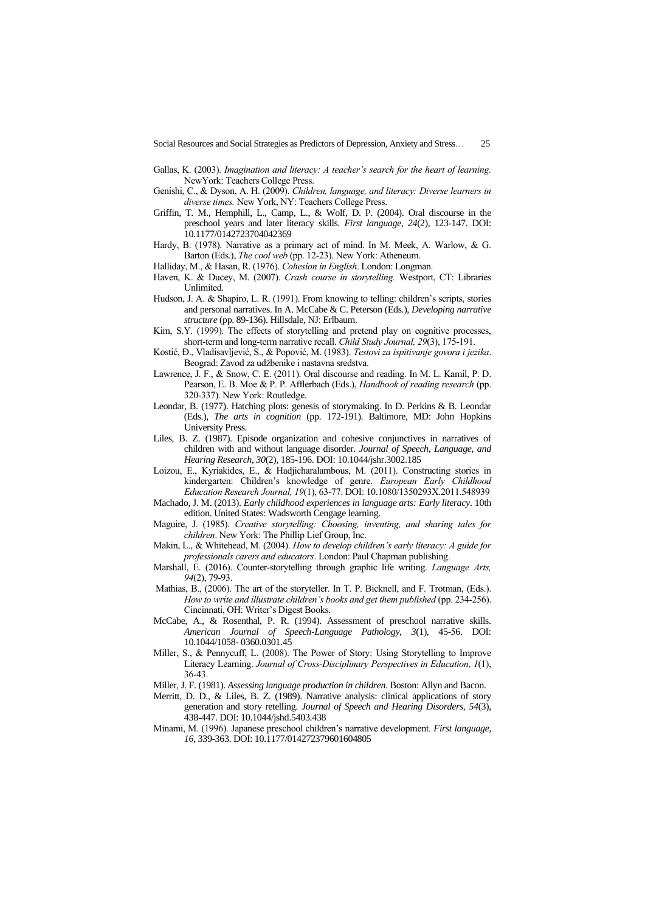Gallas, K. (2003). *Imagination and literacy: A teacher's search for the heart of learning.* NewYork: Teachers College Press.

Genishi, C., & Dyson, A. H. (2009). *Children, language, and literacy: Diverse learners in diverse times.* New York, NY: Teachers College Press.

Griffin, T. M., Hemphill, L., Camp, L., & Wolf, D. P. (2004). Oral discourse in the preschool years and later literacy skills. *First language*, *24*(2), 123-147. DOI: 10.1177/0142723704042369

Hardy, B. (1978). Narrative as a primary act of mind. In M. Meek, A. Warlow, & G. Barton (Eds.), *The cool web* (pp. 12-23). New York: Atheneum.

Halliday, M., & Hasan, R. (1976). *Cohesion in English*. London: Longman.

Haven, K. & Ducey, M. (2007). *Crash course in storytelling.* Westport, CT: Libraries Unlimited.

Hudson, J. A. & Shapiro, L. R. (1991). From knowing to telling: children's scripts, stories and personal narratives. In A. McCabe & C. Peterson (Eds.), *Developing narrative structure* (pp. 89-136). Hillsdale, NJ: Erlbaum.

Kim, S.Y. (1999). The effects of storytelling and pretend play on cognitive processes, short-term and long-term narrative recall. *Child Study Journal, 29*(3), 175-191.

Kostić, Đ., Vladisavljević, S., & Popović, M. (1983). *Testovi za ispitivanje govora i jezika*. Beograd: Zavod za udžbenike i nastavna sredstva.

Lawrence, J. F., & Snow, C. E. (2011). Oral discourse and reading. In M. L. Kamil, P. D. Pearson, E. B. Moe & P. P. Afflerbach (Eds.), *Handbook of reading research* (pp. 320-337). New York: Routledge.

Leondar, B. (1977). Hatching plots: genesis of storymaking. In D. Perkins & B. Leondar (Eds.), *The arts in cognition* (pp. 172-191). Baltimore, MD: John Hopkins University Press.

Liles, B. Z. (1987). Episode organization and cohesive conjunctives in narratives of children with and without language disorder. *Journal of Speech, Language, and Hearing Research*, *30*(2), 185-196. DOI: 10.1044/jshr.3002.185

Loizou, E., Kyriakides, E., & Hadjicharalambous, M. (2011). Constructing stories in kindergarten: Children's knowledge of genre. *European Early Childhood Education Research Journal, 19*(1), 63-77. DOI: 10.1080/1350293X.2011.548939

Machado, J. M. (2013). *Early childhood experiences in language arts: Early literacy*. 10th edition. United States: Wadsworth Cengage learning.

Maguire, J. (1985). *Creative storytelling: Choosing, inventing, and sharing tales for children*. New York: The Phillip Lief Group, Inc.

Makin, L., & Whitehead, M. (2004). *How to develop children's early literacy: A guide for professionals carers and educators*. London: Paul Chapman publishing.

Marshall, E. (2016). Counter-storytelling through graphic life writing. *Language Arts, 94*(2), 79-93.

Mathias, B., (2006). The art of the storyteller. In T. P. Bicknell, and F. Trotman, (Eds.). *How to write and illustrate children's books and get them published* (pp. 234-256). Cincinnati, OH: Writer's Digest Books.

McCabe, A., & Rosenthal, P. R. (1994). Assessment of preschool narrative skills. *American Journal of Speech-Language Pathology, 3*(1), 45-56. DOI: 10.1044/1058- 0360.0301.45

Miller, S., & Pennycuff, L. (2008). The Power of Story: Using Storytelling to Improve Literacy Learning. *Journal of Cross-Disciplinary Perspectives in Education, 1*(1), 36-43.

Miller, J. F. (1981). *Assessing language production in children*. Boston: Allyn and Bacon.

Merritt, D. D., & Liles, B. Z. (1989). Narrative analysis: clinical applications of story generation and story retelling. *Journal of Speech and Hearing Disorders*, *54*(3), 438-447. DOI: 10.1044/jshd.5403.438

Minami, M. (1996). Japanese preschool children's narrative development. *First language, 16*, 339-363. DOI: 10.1177/014272379601604805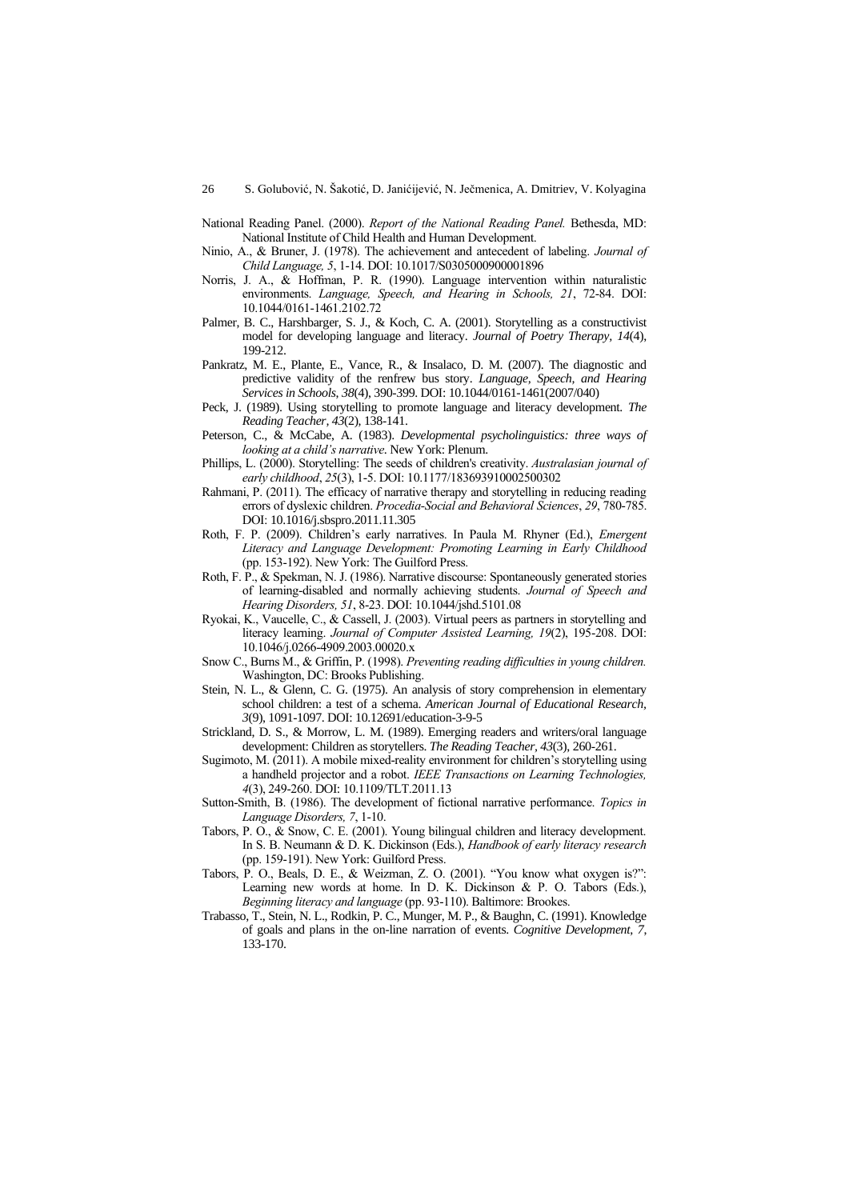National Reading Panel. (2000). *Report of the National Reading Panel.* Bethesda, MD: National Institute of Child Health and Human Development.

Ninio, A., & Bruner, J. (1978). The achievement and antecedent of labeling. *Journal of Child Language, 5*, 1-14. DOI: 10.1017/S0305000900001896

Norris, J. A., & Hoffman, P. R. (1990). Language intervention within naturalistic environments. *Language, Speech, and Hearing in Schools, 21*, 72-84. DOI: 10.1044/0161-1461.2102.72

Palmer, B. C., Harshbarger, S. J., & Koch, C. A. (2001). Storytelling as a constructivist model for developing language and literacy. *Journal of Poetry Therapy, 14*(4), 199-212.

Pankratz, M. E., Plante, E., Vance, R., & Insalaco, D. M. (2007). The diagnostic and predictive validity of the renfrew bus story. *Language, Speech, and Hearing Services in Schools, 38*(4), 390-399. DOI: 10.1044/0161-1461(2007/040)

Peck, J. (1989). Using storytelling to promote language and literacy development. *The Reading Teacher, 43*(2), 138-141.

Peterson, C., & McCabe, A. (1983). *Developmental psycholinguistics: three ways of looking at a child's narrative*. New York: Plenum.

Phillips, L. (2000). Storytelling: The seeds of children's creativity. *Australasian journal of early childhood, 25*(3), 1-5. DOI: 10.1177/183693910002500302

Rahmani, P. (2011). The efficacy of narrative therapy and storytelling in reducing reading errors of dyslexic children. *Procedia-Social and Behavioral Sciences, 29*, 780-785. DOI: 10.1016/j.sbspro.2011.11.305

Roth, F. P. (2009). Children's early narratives. In Paula M. Rhyner (Ed.), *Emergent Literacy and Language Development: Promoting Learning in Early Childhood* (pp. 153-192). New York: The Guilford Press.

Roth, F. P., & Spekman, N. J. (1986). Narrative discourse: Spontaneously generated stories of learning-disabled and normally achieving students. *Journal of Speech and Hearing Disorders, 51*, 8-23. DOI: 10.1044/jshd.5101.08

Ryokai, K., Vaucelle, C., & Cassell, J. (2003). Virtual peers as partners in storytelling and literacy learning. *Journal of Computer Assisted Learning, 19*(2), 195-208. DOI: 10.1046/j.0266-4909.2003.00020.x

Snow C., Burns M., & Griffin, P. (1998). *Preventing reading difficulties in young children.* Washington, DC: Brooks Publishing.

Stein, N. L., & Glenn, C. G. (1975). An analysis of story comprehension in elementary school children: a test of a schema. *American Journal of Educational Research, 3*(9), 1091-1097. DOI: 10.12691/education-3-9-5

Strickland, D. S., & Morrow, L. M. (1989). Emerging readers and writers/oral language development: Children as storytellers. *The Reading Teacher, 43*(3), 260-261.

Sugimoto, M. (2011). A mobile mixed-reality environment for children's storytelling using a handheld projector and a robot. *IEEE Transactions on Learning Technologies, 4*(3), 249-260. DOI: 10.1109/TLT.2011.13

Sutton-Smith, B. (1986). The development of fictional narrative performance. *Topics in Language Disorders, 7*, 1-10.

Tabors, P. O., & Snow, C. E. (2001). Young bilingual children and literacy development. In S. B. Neumann & D. K. Dickinson (Eds.), *Handbook of early literacy research* (pp. 159-191). New York: Guilford Press.

Tabors, P. O., Beals, D. E., & Weizman, Z. O. (2001). "You know what oxygen is?": Learning new words at home. In D. K. Dickinson & P. O. Tabors (Eds.), *Beginning literacy and language* (pp. 93-110). Baltimore: Brookes.

Trabasso, T., Stein, N. L., Rodkin, P. C., Munger, M. P., & Baughn, C. (1991). Knowledge of goals and plans in the on-line narration of events. *Cognitive Development, 7*, 133-170.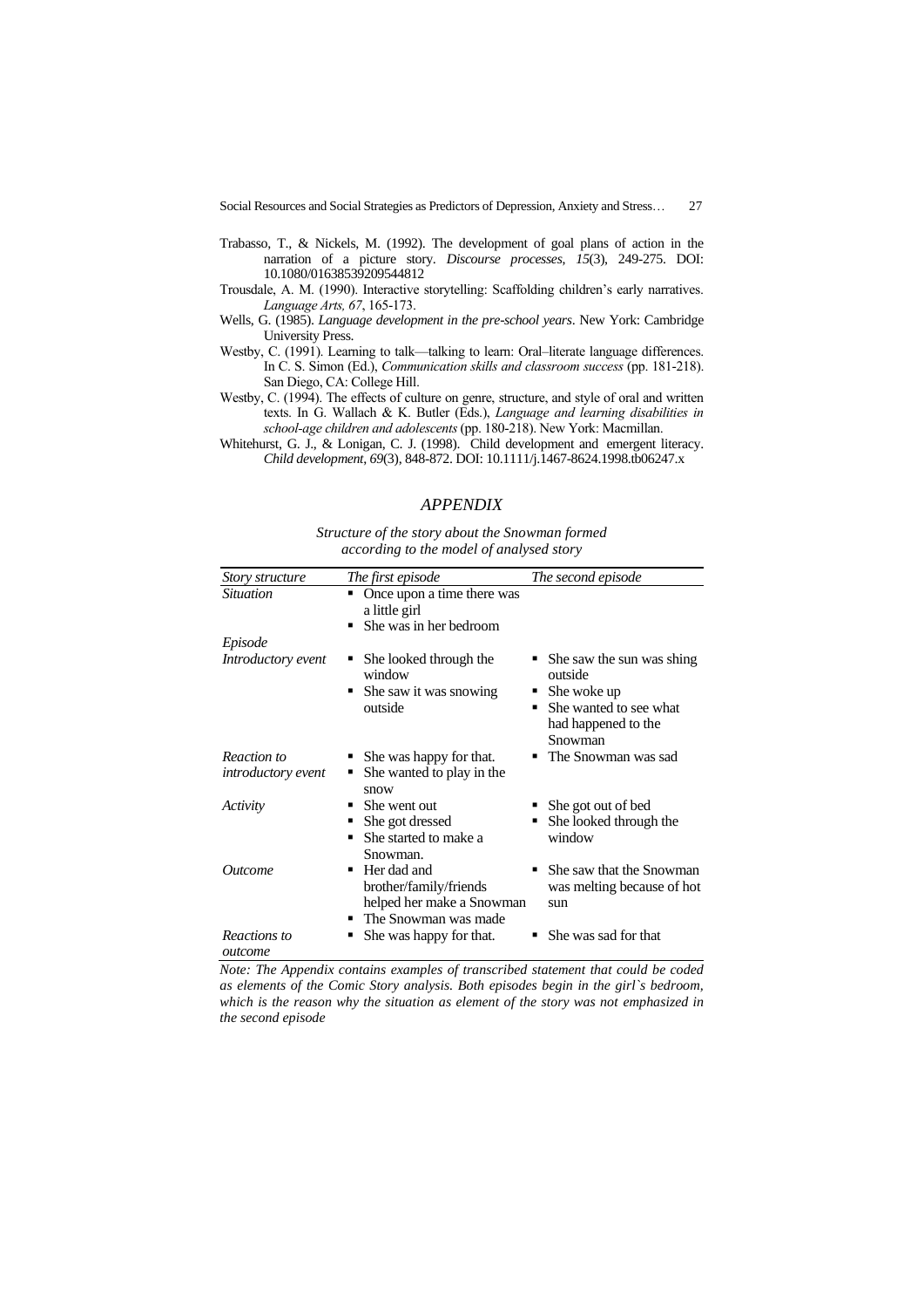Trabasso, T., & Nickels, M. (1992). The development of goal plans of action in the narration of a picture story. *Discourse processes*, *15*(3), 249-275. DOI: 10.1080/01638539209544812

Trousdale, A. M. (1990). Interactive storytelling: Scaffolding children's early narratives. *Language Arts, 67*, 165-173.

Wells, G. (1985). *Language development in the pre-school years*. New York: Cambridge University Press.

Westby, C. (1991). Learning to talk—talking to learn: Oral–literate language differences. In C. S. Simon (Ed.), *Communication skills and classroom success* (pp. 181-218). San Diego, CA: College Hill.

Westby, C. (1994). The effects of culture on genre, structure, and style of oral and written texts. In G. Wallach & K. Butler (Eds.), *Language and learning disabilities in school-age children and adolescents* (pp. 180-218). New York: Macmillan.

Whitehurst, G. J., & Lonigan, C. J. (1998). Child development and emergent literacy. *Child development*, *69*(3), 848-872. DOI: 10.1111/j.1467-8624.1998.tb06247.x

## *APPENDIX*

*Structure of the story about the Snowman formed according to the model of analysed story*

| *Story structure* | *The first episode* | *The second episode* |
|---|---|---|
| *Situation* | ▪ Once upon a time there was a little girl<br>▪ She was in her bedroom | |
| *Episode* | | |
| *Introductory event* | ▪ She looked through the window<br>▪ She saw it was snowing outside | ▪ She saw the sun was shing outside<br>▪ She woke up<br>▪ She wanted to see what had happened to the Snowman |
| *Reaction to introductory event* | ▪ She was happy for that.<br>▪ She wanted to play in the snow | ▪ The Snowman was sad |
| *Activity* | ▪ She went out<br>▪ She got dressed<br>▪ She started to make a Snowman. | ▪ She got out of bed<br>▪ She looked through the window |
| *Outcome* | ▪ Her dad and brother/family/friends helped her make a Snowman<br>▪ The Snowman was made | ▪ She saw that the Snowman was melting because of hot sun |
| *Reactions to outcome* | ▪ She was happy for that. | ▪ She was sad for that |

*Note: The Appendix contains examples of transcribed statement that could be coded as elements of the Comic Story analysis. Both episodes begin in the girl`s bedroom, which is the reason why the situation as element of the story was not emphasized in the second episode*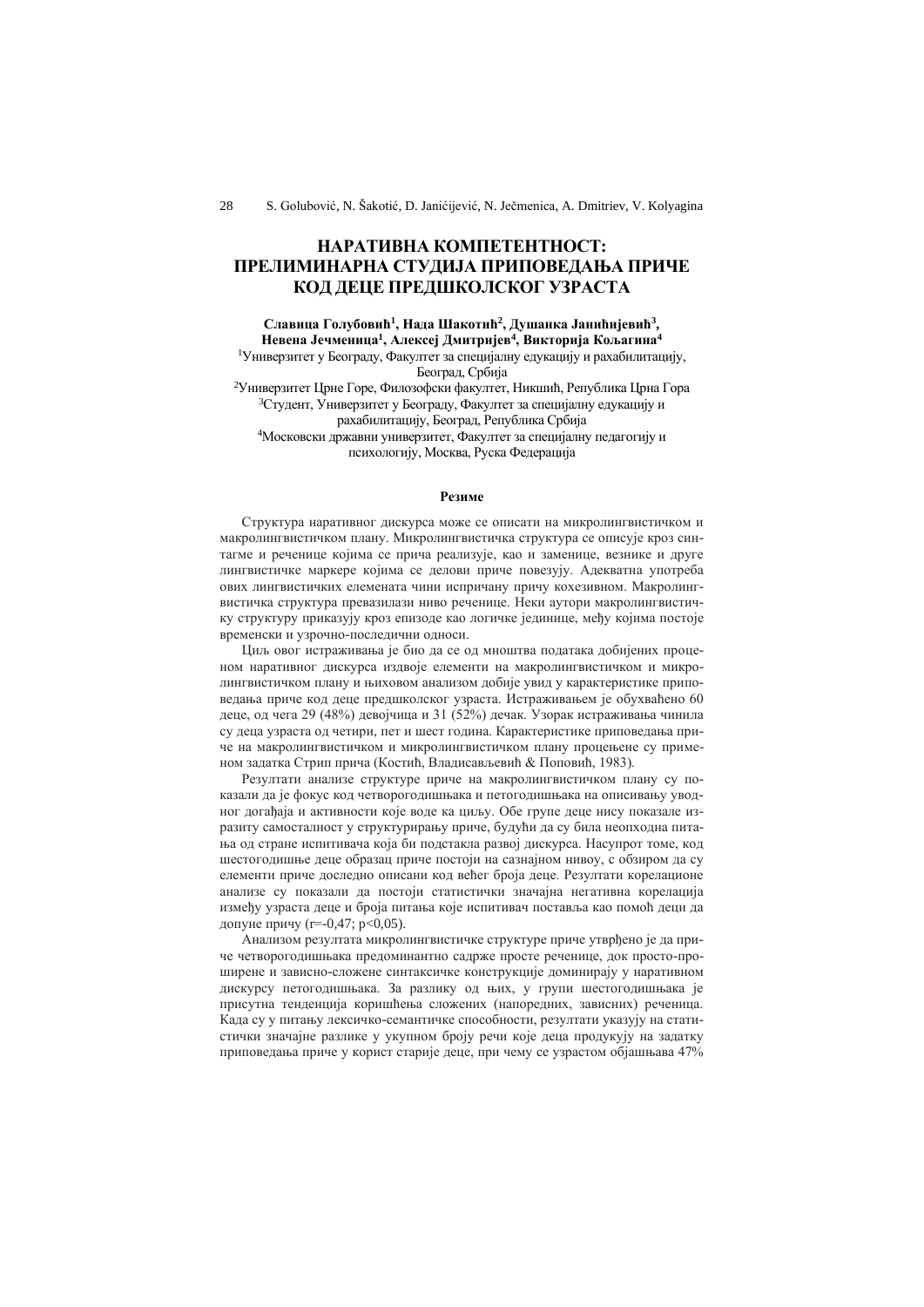# НАРАТИВНА КОМПЕТЕНТНОСТ: ПРЕЛИМИНАРНА СТУДИЈА ПРИПОВЕДАЊА ПРИЧЕ КОД ДЕЦЕ ПРЕДШКОЛСКОГ УЗРАСТА

**Славица Голубовић[1], Нада Шакотић[2], Душанка Јанићијевић[3], Невена Јечменица[1], Алексеј Дмитријев[4], Викторија Кољагина[4]**

[1]Универзитет у Београду, Факултет за специјалну едукацију и рехабилитацију, Београд, Србија

[2]Универзитет Црне Горе, Филозофски факултет, Никшић, Република Црна Гора

[3]Студент, Универзитет у Београду, Факултет за специјалну едукацију и рахабилитацију, Београд, Република Србија

[4]Московски државни универзитет, Факултет за специјалну педагогију и психологију, Москва, Руска Федерација

#### Резиме

Структура наративног дискурса може се описати на микролингвистичком и макролингвистичком плану. Микролингвистичка структура се описује кроз синтагме и реченице којима се прича реализује, као и заменице, везнике и друге лингвистичке маркере којима се делови приче повезују. Адекватна употреба ових лингвистичких елемената чини испричану причу кохезивном. Макролингвистичка структура превазилази ниво реченице. Неки аутори макролингвистичку структуру приказују кроз епизоде као логичке јединице, међу којима постоје временски и узрочно-последични односи.

Циљ овог истраживања је био да се од мноштва података добијених проценом наративног дискурса издвоје елементи на макролингвистичком и микролингвистичком плану и њиховом анализом добије увид у карактеристике приповедања приче код деце предшколског узраста. Истраживањем је обухваћено 60 деце, од чега 29 (48%) девојчица и 31 (52%) дечак. Узорак истраживања чинила су деца узраста од четири, пет и шест година. Карактеристике приповедања приче на макролингвистичком и микролингвистичком плану процењене су применом задатка Стрип прича (Костић, Владисављевић & Поповић, 1983).

Резултати анализе структуре приче на макролингвистичком плану су показали да је фокус код четворогодишњака и петогодишњака на описивању уводног догађаја и активности које воде ка циљу. Обе групе деце нису показале изразиту самосталност у структурирању приче, будући да су била неопходна питања од стране испитивача која би подстакла развој дискурса. Насупрот томе, код шестогодишње деце образац приче постоји на сазнајном нивоу, с обзиром да су елементи приче доследно описани код већег броја деце. Резултати корелационе анализе су показали да постоји статистички значајна негативна корелација између узраста деце и броја питања које испитивач поставља као помоћ деци да допуне причу ($r=-0{,}47$; $p<0{,}05$).

Анализом резултата микролингвистичке структуре приче утврђено је да приче четворогодишњака предоминантно садрже просте реченице, док просто-проширене и зависно-сложене синтаксичке конструкције доминирају у наративном дискурсу петогодишњака. За разлику од њих, у групи шестогодишњака је присутна тенденција коришћења сложених (напоредних, зависних) реченица. Када су у питању лексичко-семантичке способности, резултати указују на статистички значајне разлике у укупном броју речи које деца продукују на задатку приповедања приче у корист старије деце, при чему се узрастом објашњава 47%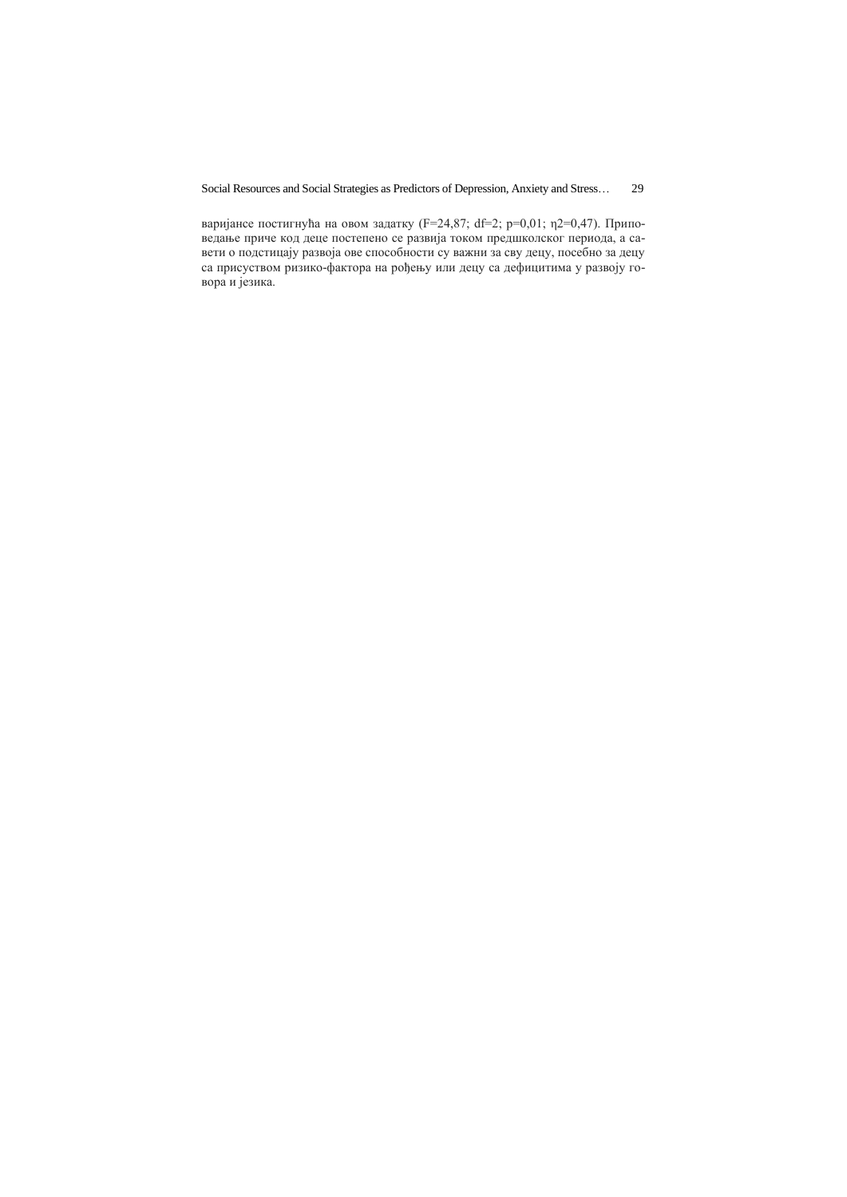варијансе постигнућа на овом задатку ($F=24,87$; $df=2$; $p=0,01$; $\eta 2=0,47$). Приповедање приче код деце постепено се развија током предшколског периода, а савети о подстицају развоја ове способности су важни за сву децу, посебно за децу са присуством ризико-фактора на рођењу или децу са дефицитима у развоју говора и језика.